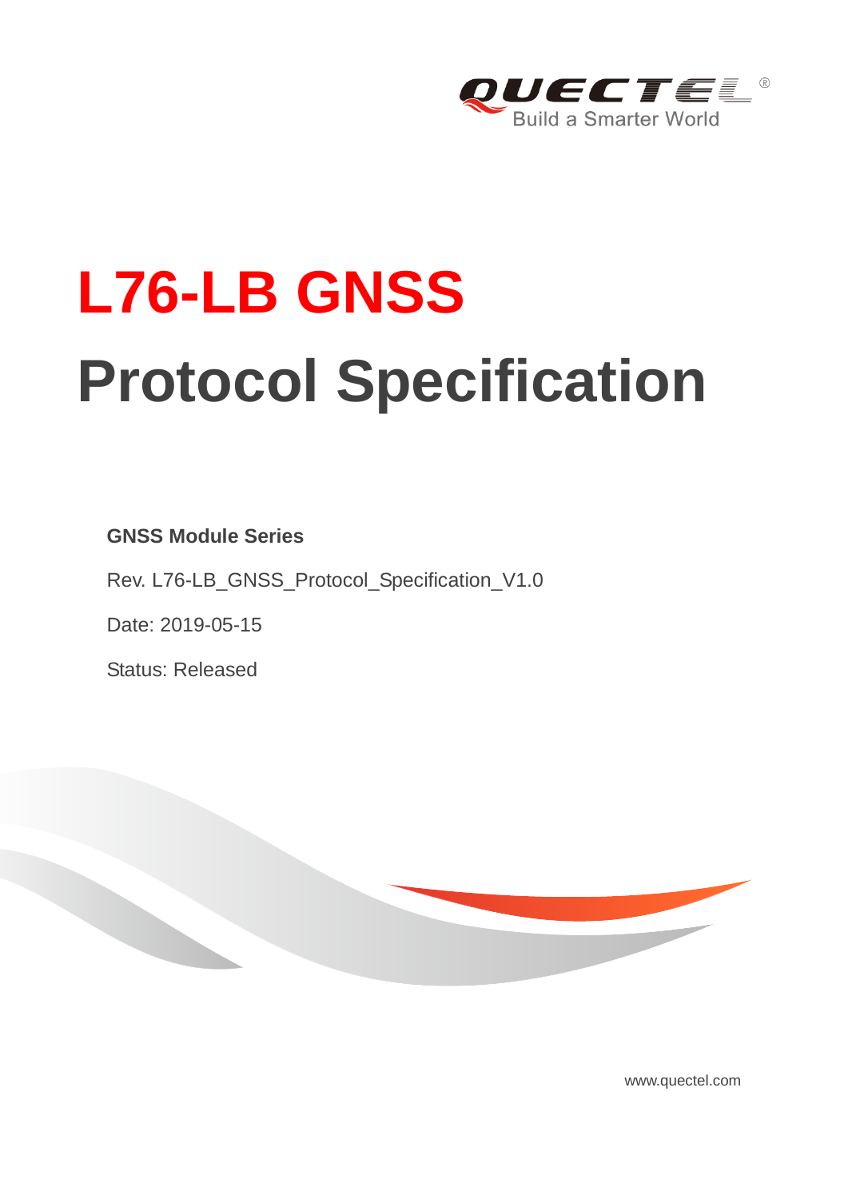# L76-LB GNSS

# Protocol Specification

**GNSS Module Series**

Rev. L76-LB_GNSS_Protocol_Specification_V1.0

Date: 2019-05-15

Status: Released

www.quectel.com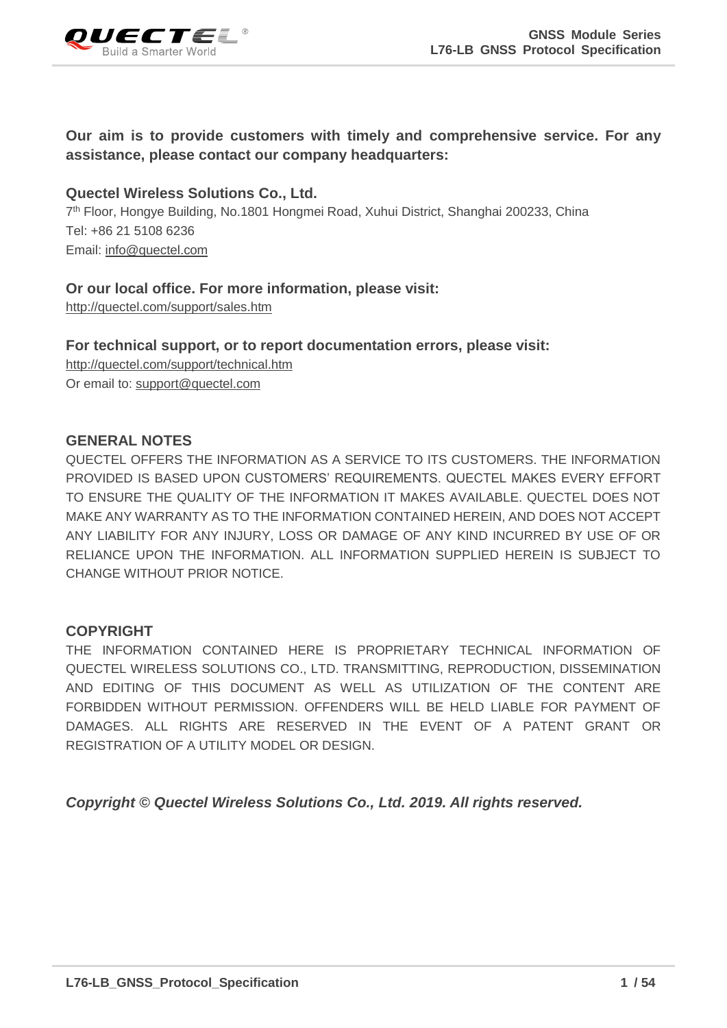**Our aim is to provide customers with timely and comprehensive service. For any assistance, please contact our company headquarters:**

**Quectel Wireless Solutions Co., Ltd.**

7th Floor, Hongye Building, No.1801 Hongmei Road, Xuhui District, Shanghai 200233, China
Tel: +86 21 5108 6236
Email: info@quectel.com

**Or our local office. For more information, please visit:**

http://quectel.com/support/sales.htm

**For technical support, or to report documentation errors, please visit:**

http://quectel.com/support/technical.htm
Or email to: support@quectel.com

## GENERAL NOTES

QUECTEL OFFERS THE INFORMATION AS A SERVICE TO ITS CUSTOMERS. THE INFORMATION PROVIDED IS BASED UPON CUSTOMERS' REQUIREMENTS. QUECTEL MAKES EVERY EFFORT TO ENSURE THE QUALITY OF THE INFORMATION IT MAKES AVAILABLE. QUECTEL DOES NOT MAKE ANY WARRANTY AS TO THE INFORMATION CONTAINED HEREIN, AND DOES NOT ACCEPT ANY LIABILITY FOR ANY INJURY, LOSS OR DAMAGE OF ANY KIND INCURRED BY USE OF OR RELIANCE UPON THE INFORMATION. ALL INFORMATION SUPPLIED HEREIN IS SUBJECT TO CHANGE WITHOUT PRIOR NOTICE.

## COPYRIGHT

THE INFORMATION CONTAINED HERE IS PROPRIETARY TECHNICAL INFORMATION OF QUECTEL WIRELESS SOLUTIONS CO., LTD. TRANSMITTING, REPRODUCTION, DISSEMINATION AND EDITING OF THIS DOCUMENT AS WELL AS UTILIZATION OF THE CONTENT ARE FORBIDDEN WITHOUT PERMISSION. OFFENDERS WILL BE HELD LIABLE FOR PAYMENT OF DAMAGES. ALL RIGHTS ARE RESERVED IN THE EVENT OF A PATENT GRANT OR REGISTRATION OF A UTILITY MODEL OR DESIGN.

***Copyright © Quectel Wireless Solutions Co., Ltd. 2019. All rights reserved.***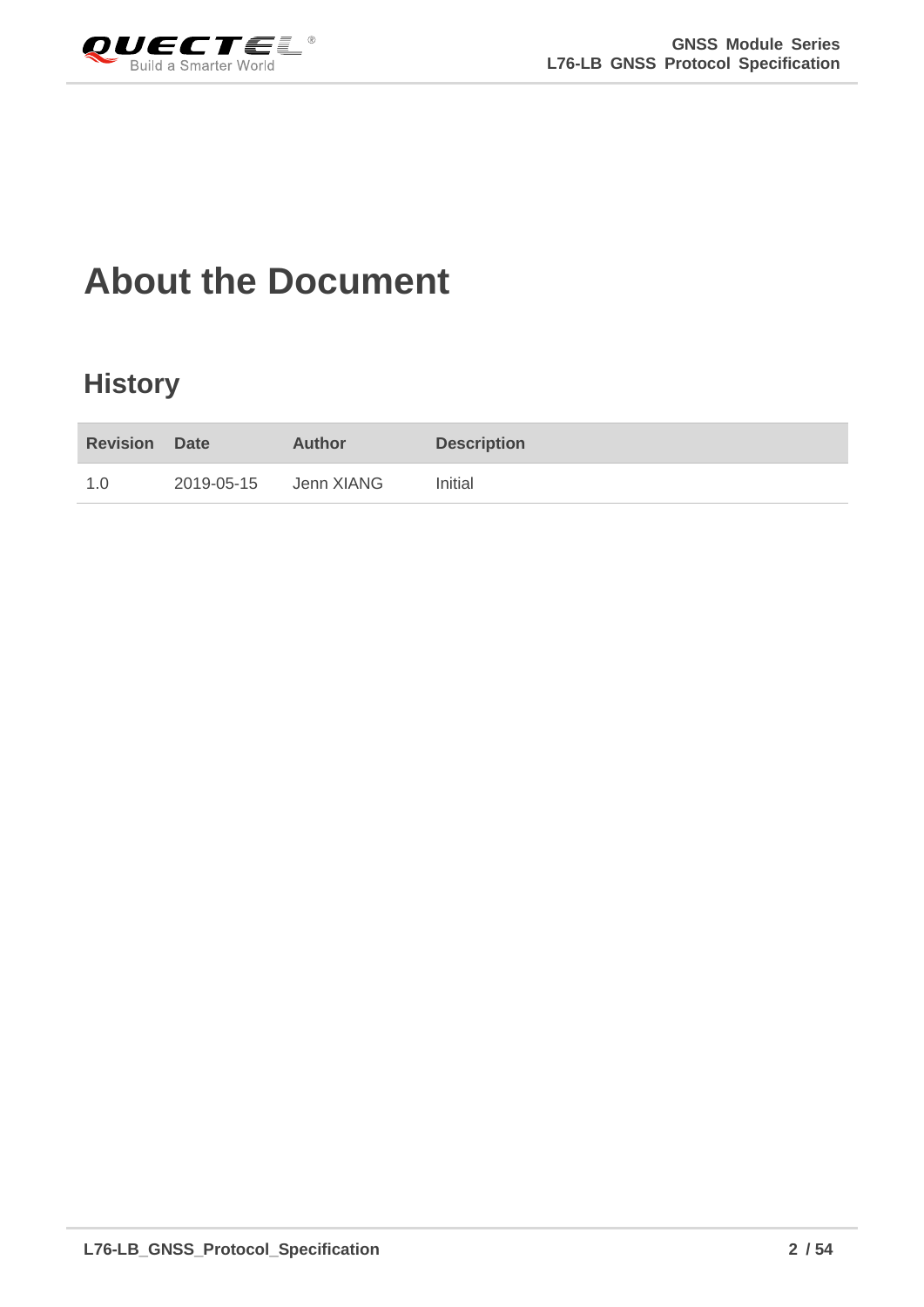# About the Document

## History

| Revision | Date | Author | Description |
|---|---|---|---|
| 1.0 | 2019-05-15 | Jenn XIANG | Initial |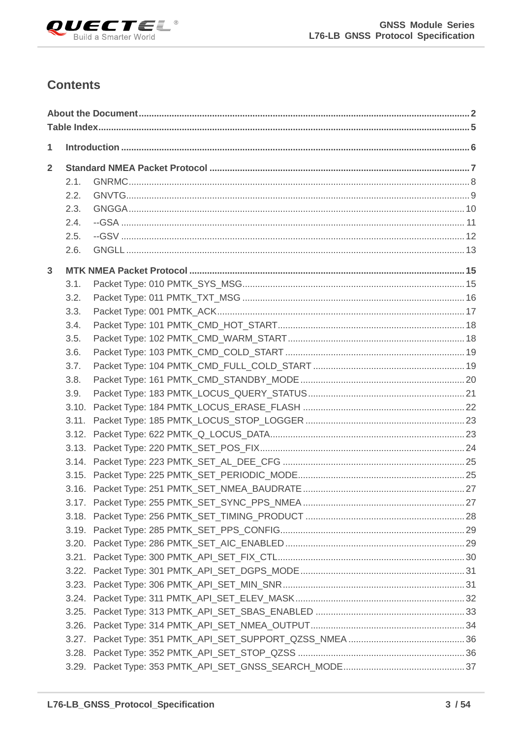# Contents

**About the Document** .......... **2**
**Table Index** .......... **5**

**1 Introduction** .......... **6**

**2 Standard NMEA Packet Protocol** .......... **7**

- 2.1. GNRMC .......... 8
- 2.2. GNVTG .......... 9
- 2.3. GNGGA .......... 10
- 2.4. --GSA .......... 11
- 2.5. --GSV .......... 12
- 2.6. GNGLL .......... 13

**3 MTK NMEA Packet Protocol** .......... **15**

- 3.1. Packet Type: 010 PMTK_SYS_MSG .......... 15
- 3.2. Packet Type: 011 PMTK_TXT_MSG .......... 16
- 3.3. Packet Type: 001 PMTK_ACK .......... 17
- 3.4. Packet Type: 101 PMTK_CMD_HOT_START .......... 18
- 3.5. Packet Type: 102 PMTK_CMD_WARM_START .......... 18
- 3.6. Packet Type: 103 PMTK_CMD_COLD_START .......... 19
- 3.7. Packet Type: 104 PMTK_CMD_FULL_COLD_START .......... 19
- 3.8. Packet Type: 161 PMTK_CMD_STANDBY_MODE .......... 20
- 3.9. Packet Type: 183 PMTK_LOCUS_QUERY_STATUS .......... 21
- 3.10. Packet Type: 184 PMTK_LOCUS_ERASE_FLASH .......... 22
- 3.11. Packet Type: 185 PMTK_LOCUS_STOP_LOGGER .......... 23
- 3.12. Packet Type: 622 PMTK_Q_LOCUS_DATA .......... 23
- 3.13. Packet Type: 220 PMTK_SET_POS_FIX .......... 24
- 3.14. Packet Type: 223 PMTK_SET_AL_DEE_CFG .......... 25
- 3.15. Packet Type: 225 PMTK_SET_PERIODIC_MODE .......... 25
- 3.16. Packet Type: 251 PMTK_SET_NMEA_BAUDRATE .......... 27
- 3.17. Packet Type: 255 PMTK_SET_SYNC_PPS_NMEA .......... 27
- 3.18. Packet Type: 256 PMTK_SET_TIMING_PRODUCT .......... 28
- 3.19. Packet Type: 285 PMTK_SET_PPS_CONFIG .......... 29
- 3.20. Packet Type: 286 PMTK_SET_AIC_ENABLED .......... 29
- 3.21. Packet Type: 300 PMTK_API_SET_FIX_CTL .......... 30
- 3.22. Packet Type: 301 PMTK_API_SET_DGPS_MODE .......... 31
- 3.23. Packet Type: 306 PMTK_API_SET_MIN_SNR .......... 31
- 3.24. Packet Type: 311 PMTK_API_SET_ELEV_MASK .......... 32
- 3.25. Packet Type: 313 PMTK_API_SET_SBAS_ENABLED .......... 33
- 3.26. Packet Type: 314 PMTK_API_SET_NMEA_OUTPUT .......... 34
- 3.27. Packet Type: 351 PMTK_API_SET_SUPPORT_QZSS_NMEA .......... 36
- 3.28. Packet Type: 352 PMTK_API_SET_STOP_QZSS .......... 36
- 3.29. Packet Type: 353 PMTK_API_SET_GNSS_SEARCH_MODE .......... 37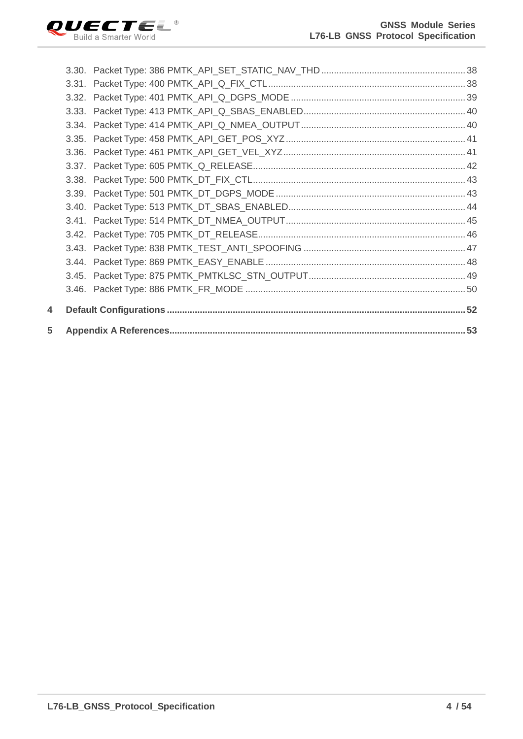3.30. Packet Type: 386 PMTK_API_SET_STATIC_NAV_THD ........................................................ 38
3.31. Packet Type: 400 PMTK_API_Q_FIX_CTL ............................................................................ 38
3.32. Packet Type: 401 PMTK_API_Q_DGPS_MODE ................................................................... 39
3.33. Packet Type: 413 PMTK_API_Q_SBAS_ENABLED............................................................... 40
3.34. Packet Type: 414 PMTK_API_Q_NMEA_OUTPUT ................................................................ 40
3.35. Packet Type: 458 PMTK_API_GET_POS_XYZ ...................................................................... 41
3.36. Packet Type: 461 PMTK_API_GET_VEL_XYZ ....................................................................... 41
3.37. Packet Type: 605 PMTK_Q_RELEASE................................................................................... 42
3.38. Packet Type: 500 PMTK_DT_FIX_CTL................................................................................... 43
3.39. Packet Type: 501 PMTK_DT_DGPS_MODE .......................................................................... 43
3.40. Packet Type: 513 PMTK_DT_SBAS_ENABLED..................................................................... 44
3.41. Packet Type: 514 PMTK_DT_NMEA_OUTPUT...................................................................... 45
3.42. Packet Type: 705 PMTK_DT_RELEASE................................................................................. 46
3.43. Packet Type: 838 PMTK_TEST_ANTI_SPOOFING ............................................................... 47
3.44. Packet Type: 869 PMTK_EASY_ENABLE .............................................................................. 48
3.45. Packet Type: 875 PMTK_PMTKLSC_STN_OUTPUT............................................................. 49
3.46. Packet Type: 886 PMTK_FR_MODE ..................................................................................... 50

**4 Default Configurations ................................................................................................................... 52**

**5 Appendix A References.................................................................................................................. 53**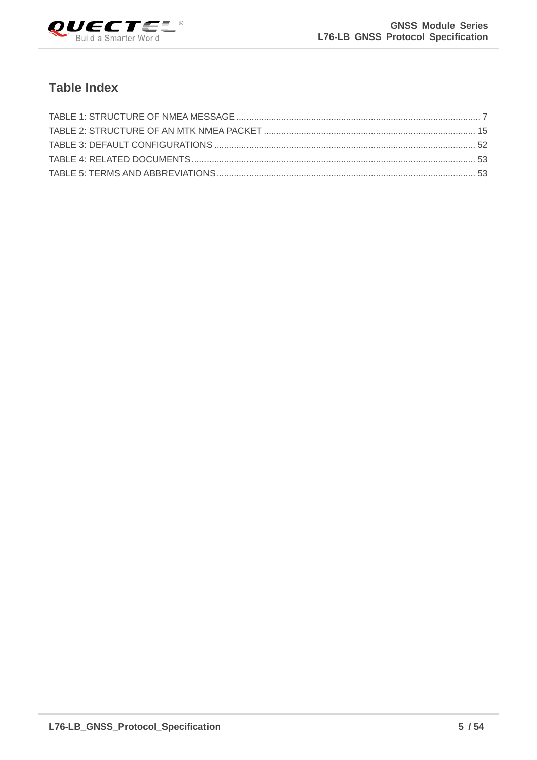## Table Index

TABLE 1: STRUCTURE OF NMEA MESSAGE ........................................................................................ 7
TABLE 2: STRUCTURE OF AN MTK NMEA PACKET ...................................................................... 15
TABLE 3: DEFAULT CONFIGURATIONS ........................................................................................ 52
TABLE 4: RELATED DOCUMENTS ................................................................................................ 53
TABLE 5: TERMS AND ABBREVIATIONS ...................................................................................... 53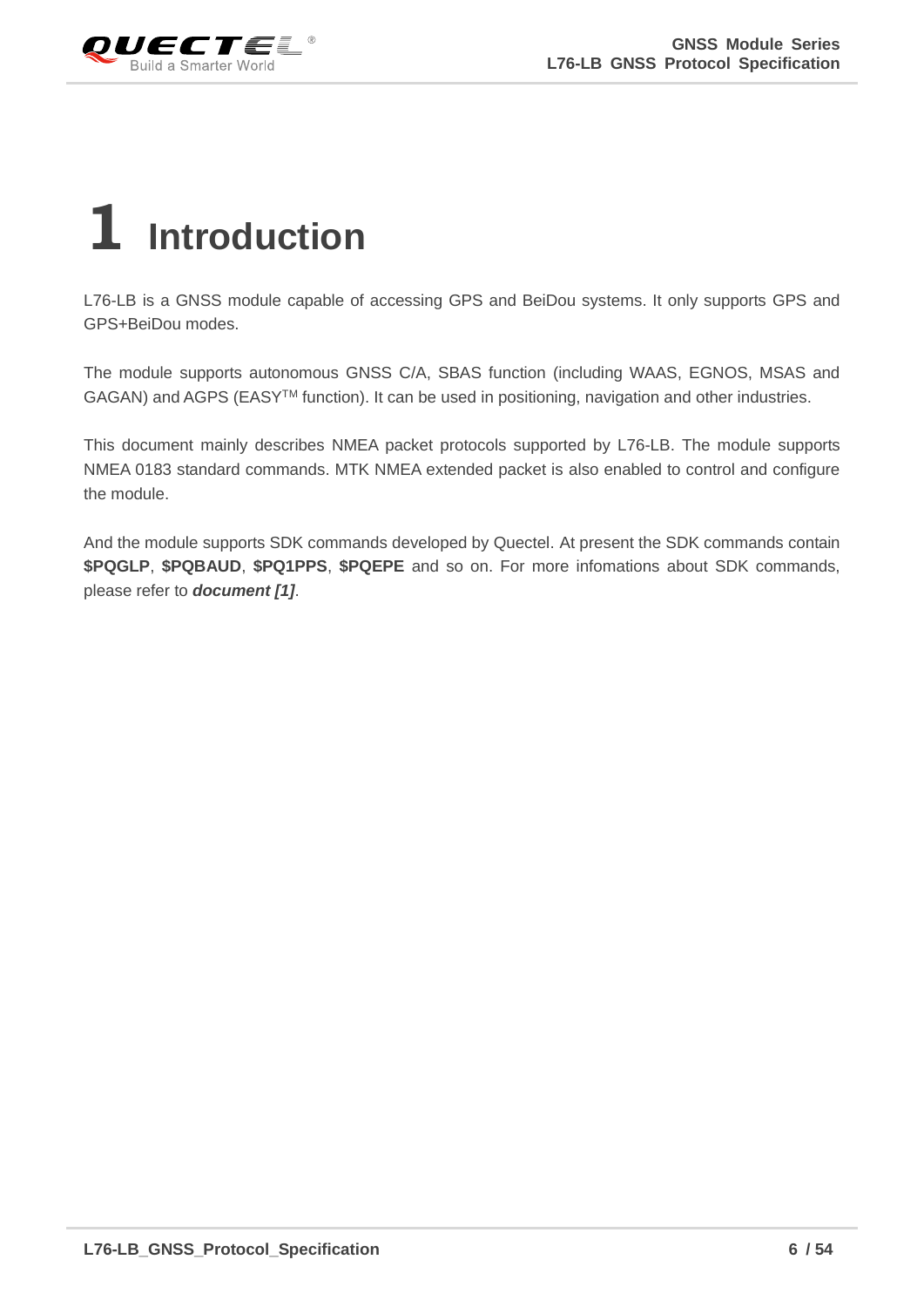# 1 Introduction

L76-LB is a GNSS module capable of accessing GPS and BeiDou systems. It only supports GPS and GPS+BeiDou modes.

The module supports autonomous GNSS C/A, SBAS function (including WAAS, EGNOS, MSAS and GAGAN) and AGPS (EASY™ function). It can be used in positioning, navigation and other industries.

This document mainly describes NMEA packet protocols supported by L76-LB. The module supports NMEA 0183 standard commands. MTK NMEA extended packet is also enabled to control and configure the module.

And the module supports SDK commands developed by Quectel. At present the SDK commands contain **$PQGLP**, **$PQBAUD**, **$PQ1PPS**, **$PQEPE** and so on. For more infomations about SDK commands, please refer to ***document [1]***.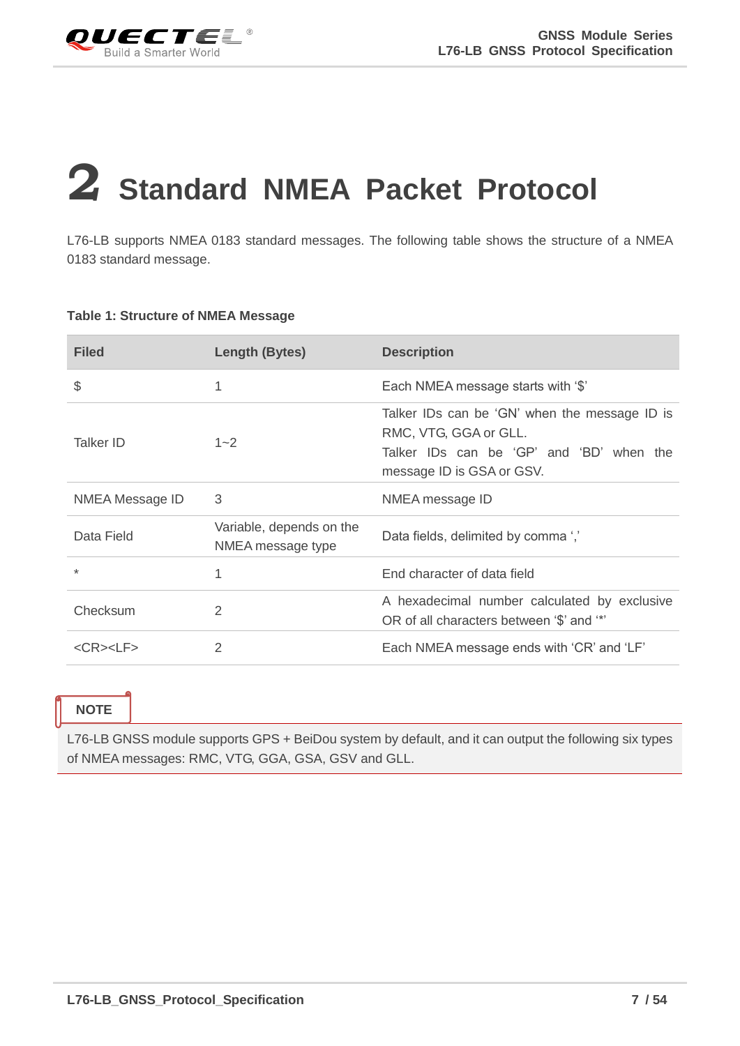# 2 Standard NMEA Packet Protocol

L76-LB supports NMEA 0183 standard messages. The following table shows the structure of a NMEA 0183 standard message.

**Table 1: Structure of NMEA Message**

| Filed | Length (Bytes) | Description |
|---|---|---|
| $ | 1 | Each NMEA message starts with '$' |
| Talker ID | 1~2 | Talker IDs can be 'GN' when the message ID is RMC, VTG, GGA or GLL.<br>Talker IDs can be 'GP' and 'BD' when the message ID is GSA or GSV. |
| NMEA Message ID | 3 | NMEA message ID |
| Data Field | Variable, depends on the NMEA message type | Data fields, delimited by comma ',' |
| * | 1 | End character of data field |
| Checksum | 2 | A hexadecimal number calculated by exclusive OR of all characters between '$' and '*' |
| <CR><LF> | 2 | Each NMEA message ends with 'CR' and 'LF' |

**NOTE**

L76-LB GNSS module supports GPS + BeiDou system by default, and it can output the following six types of NMEA messages: RMC, VTG, GGA, GSA, GSV and GLL.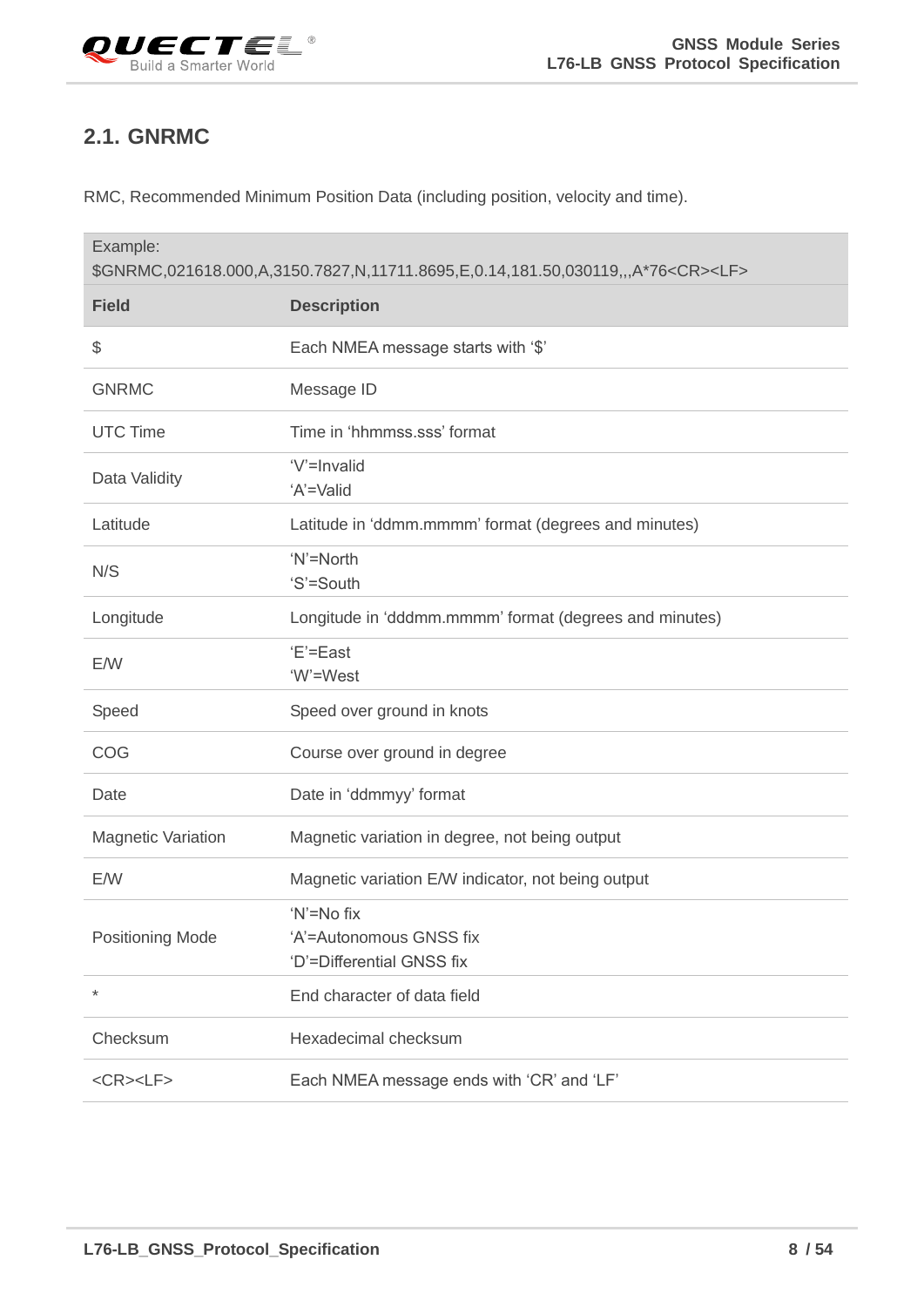## 2.1. GNRMC

RMC, Recommended Minimum Position Data (including position, velocity and time).

| Example: $GNRMC,021618.000,A,3150.7827,N,11711.8695,E,0.14,181.50,030119,,,A*76<CR><LF> | |
|---|---|
| **Field** | **Description** |
| $ | Each NMEA message starts with '$' |
| GNRMC | Message ID |
| UTC Time | Time in 'hhmmss.sss' format |
| Data Validity | 'V'=Invalid<br>'A'=Valid |
| Latitude | Latitude in 'ddmm.mmmm' format (degrees and minutes) |
| N/S | 'N'=North<br>'S'=South |
| Longitude | Longitude in 'dddmm.mmmm' format (degrees and minutes) |
| E/W | 'E'=East<br>'W'=West |
| Speed | Speed over ground in knots |
| COG | Course over ground in degree |
| Date | Date in 'ddmmyy' format |
| Magnetic Variation | Magnetic variation in degree, not being output |
| E/W | Magnetic variation E/W indicator, not being output |
| Positioning Mode | 'N'=No fix<br>'A'=Autonomous GNSS fix<br>'D'=Differential GNSS fix |
| * | End character of data field |
| Checksum | Hexadecimal checksum |
| <CR><LF> | Each NMEA message ends with 'CR' and 'LF' |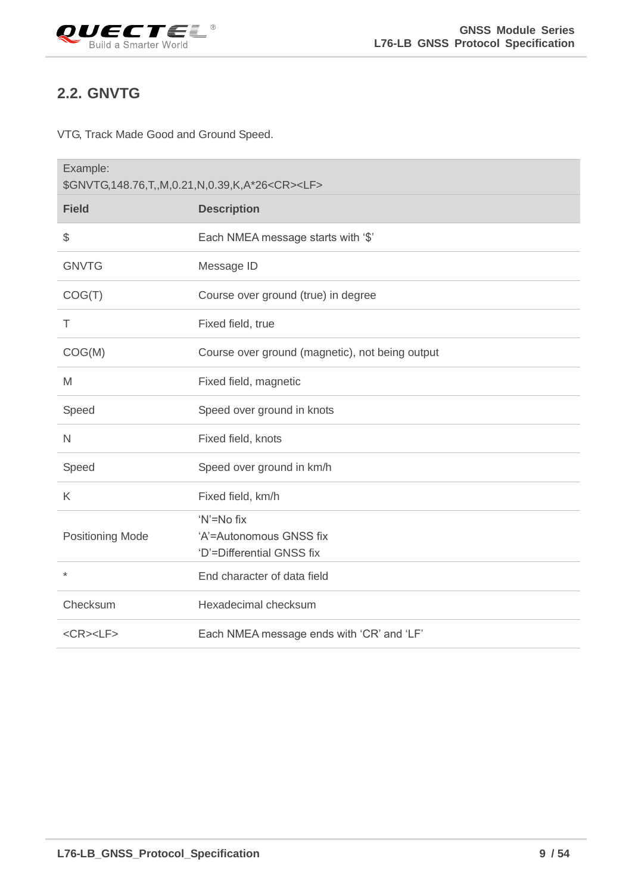## 2.2. GNVTG

VTG, Track Made Good and Ground Speed.

| Example:<br>$GNVTG,148.76,T,,M,0.21,N,0.39,K,A*26<CR><LF> | |
|---|---|
| **Field** | **Description** |
| $ | Each NMEA message starts with '$' |
| GNVTG | Message ID |
| COG(T) | Course over ground (true) in degree |
| T | Fixed field, true |
| COG(M) | Course over ground (magnetic), not being output |
| M | Fixed field, magnetic |
| Speed | Speed over ground in knots |
| N | Fixed field, knots |
| Speed | Speed over ground in km/h |
| K | Fixed field, km/h |
| Positioning Mode | 'N'=No fix<br>'A'=Autonomous GNSS fix<br>'D'=Differential GNSS fix |
| * | End character of data field |
| Checksum | Hexadecimal checksum |
| <CR><LF> | Each NMEA message ends with 'CR' and 'LF' |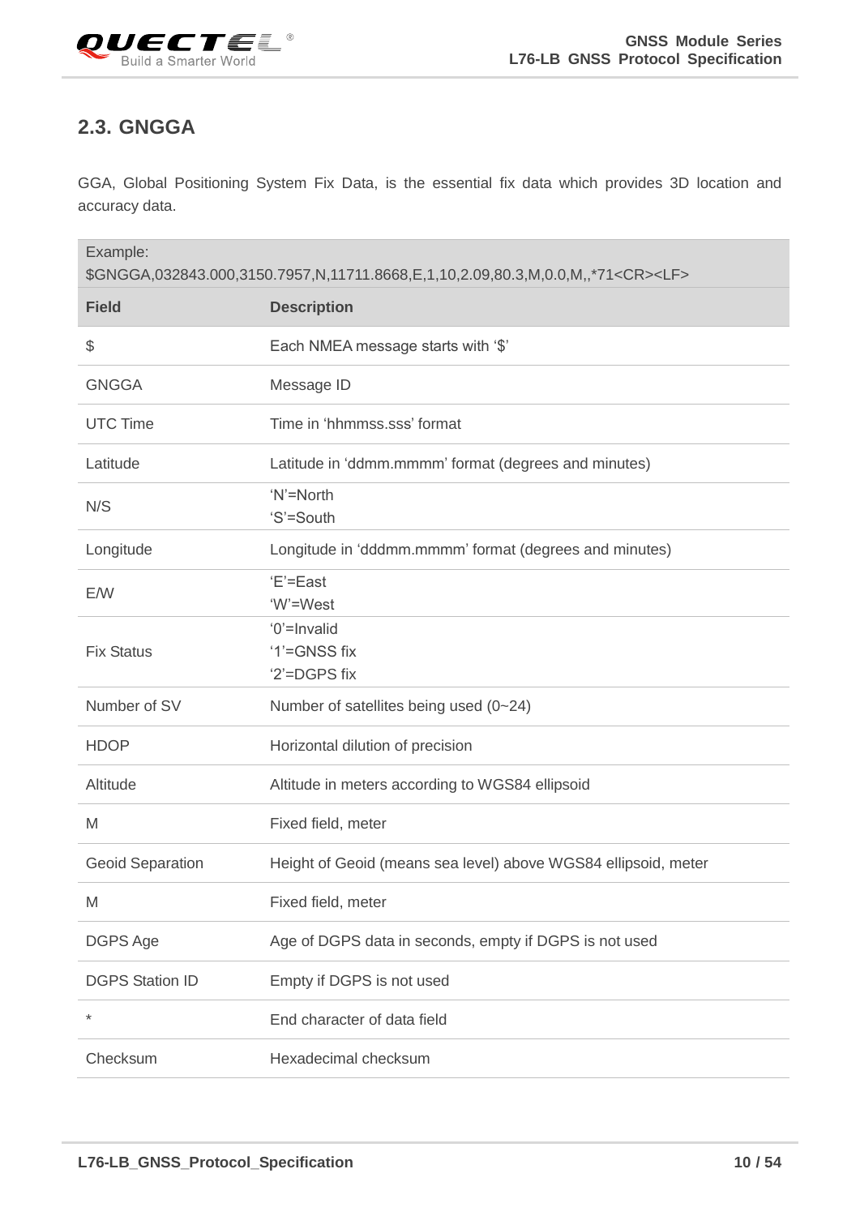## 2.3. GNGGA

GGA, Global Positioning System Fix Data, is the essential fix data which provides 3D location and accuracy data.

| Example: $GNGGA,032843.000,3150.7957,N,11711.8668,E,1,10,2.09,80.3,M,0.0,M,,*71<CR><LF> | |
|---|---|
| **Field** | **Description** |
| $ | Each NMEA message starts with '$' |
| GNGGA | Message ID |
| UTC Time | Time in 'hhmmss.sss' format |
| Latitude | Latitude in 'ddmm.mmmm' format (degrees and minutes) |
| N/S | 'N'=North<br>'S'=South |
| Longitude | Longitude in 'dddmm.mmmm' format (degrees and minutes) |
| E/W | 'E'=East<br>'W'=West |
| Fix Status | '0'=Invalid<br>'1'=GNSS fix<br>'2'=DGPS fix |
| Number of SV | Number of satellites being used (0~24) |
| HDOP | Horizontal dilution of precision |
| Altitude | Altitude in meters according to WGS84 ellipsoid |
| M | Fixed field, meter |
| Geoid Separation | Height of Geoid (means sea level) above WGS84 ellipsoid, meter |
| M | Fixed field, meter |
| DGPS Age | Age of DGPS data in seconds, empty if DGPS is not used |
| DGPS Station ID | Empty if DGPS is not used |
| * | End character of data field |
| Checksum | Hexadecimal checksum |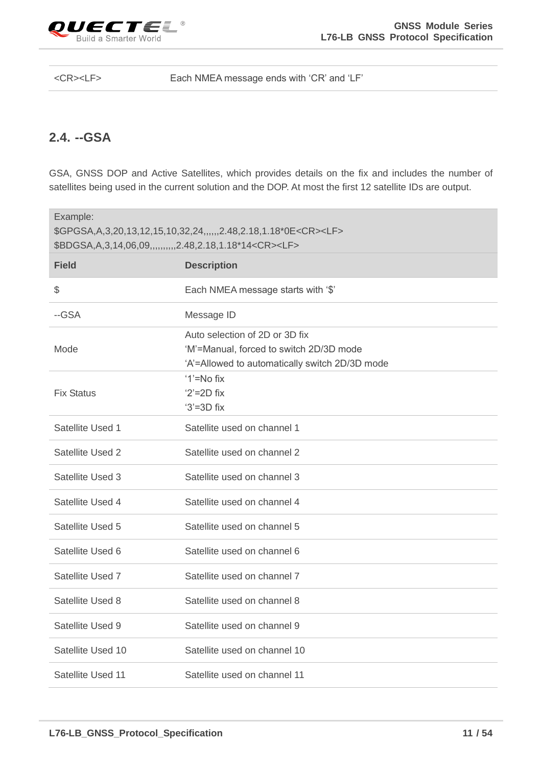| <CR><LF> | Each NMEA message ends with 'CR' and 'LF' |
|---|---|

## 2.4. --GSA

GSA, GNSS DOP and Active Satellites, which provides details on the fix and includes the number of satellites being used in the current solution and the DOP. At most the first 12 satellite IDs are output.

Example:
$GPGSA,A,3,20,13,12,15,10,32,24,,,,,,2.48,2.18,1.18*0E<CR><LF>
$BDGSA,A,3,14,06,09,,,,,,,,,,2.48,2.18,1.18*14<CR><LF>

| Field | Description |
|---|---|
| $ | Each NMEA message starts with '$' |
| --GSA | Message ID |
| Mode | Auto selection of 2D or 3D fix<br>'M'=Manual, forced to switch 2D/3D mode<br>'A'=Allowed to automatically switch 2D/3D mode |
| Fix Status | '1'=No fix<br>'2'=2D fix<br>'3'=3D fix |
| Satellite Used 1 | Satellite used on channel 1 |
| Satellite Used 2 | Satellite used on channel 2 |
| Satellite Used 3 | Satellite used on channel 3 |
| Satellite Used 4 | Satellite used on channel 4 |
| Satellite Used 5 | Satellite used on channel 5 |
| Satellite Used 6 | Satellite used on channel 6 |
| Satellite Used 7 | Satellite used on channel 7 |
| Satellite Used 8 | Satellite used on channel 8 |
| Satellite Used 9 | Satellite used on channel 9 |
| Satellite Used 10 | Satellite used on channel 10 |
| Satellite Used 11 | Satellite used on channel 11 |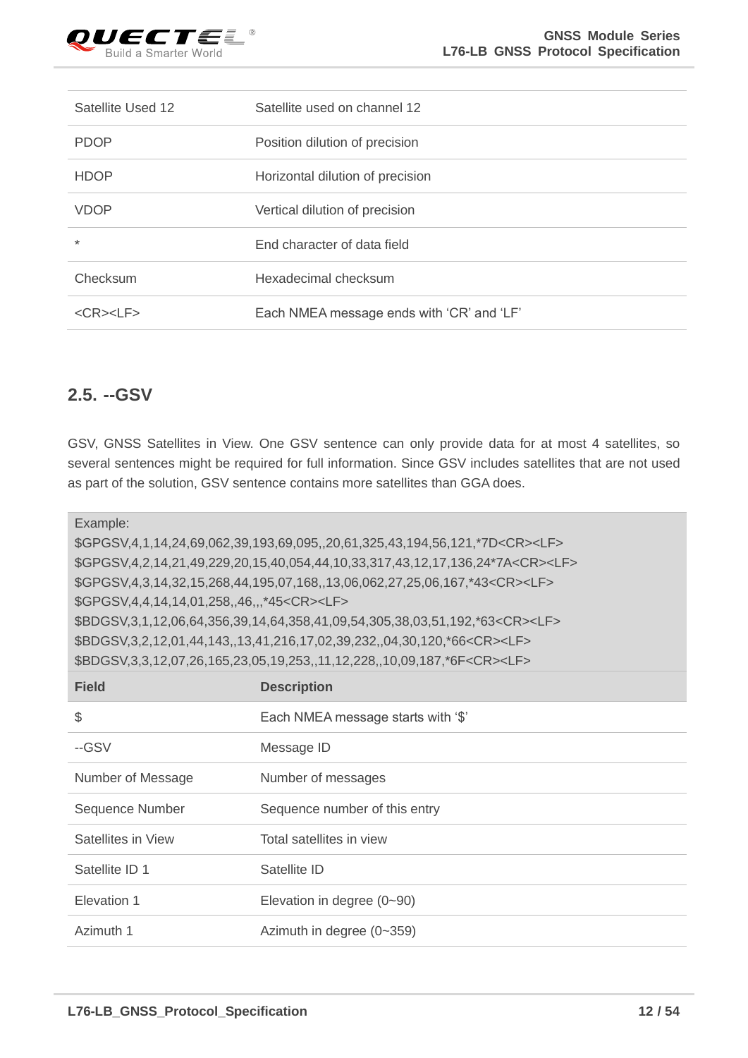| | |
|---|---|
| Satellite Used 12 | Satellite used on channel 12 |
| PDOP | Position dilution of precision |
| HDOP | Horizontal dilution of precision |
| VDOP | Vertical dilution of precision |
| * | End character of data field |
| Checksum | Hexadecimal checksum |
| <CR><LF> | Each NMEA message ends with 'CR' and 'LF' |

## 2.5. --GSV

GSV, GNSS Satellites in View. One GSV sentence can only provide data for at most 4 satellites, so several sentences might be required for full information. Since GSV includes satellites that are not used as part of the solution, GSV sentence contains more satellites than GGA does.

Example:

```
$GPGSV,4,1,14,24,69,062,39,193,69,095,,20,61,325,43,194,56,121,*7D<CR><LF>
$GPGSV,4,2,14,21,49,229,20,15,40,054,44,10,33,317,43,12,17,136,24*7A<CR><LF>
$GPGSV,4,3,14,32,15,268,44,195,07,168,,13,06,062,27,25,06,167,*43<CR><LF>
$GPGSV,4,4,14,14,01,258,,46,,,*45<CR><LF>
$BDGSV,3,1,12,06,64,356,39,14,64,358,41,09,54,305,38,03,51,192,*63<CR><LF>
$BDGSV,3,2,12,01,44,143,,13,41,216,17,02,39,232,,04,30,120,*66<CR><LF>
$BDGSV,3,3,12,07,26,165,23,05,19,253,,11,12,228,,10,09,187,*6F<CR><LF>
```

| Field | Description |
|---|---|
| $ | Each NMEA message starts with '$' |
| --GSV | Message ID |
| Number of Message | Number of messages |
| Sequence Number | Sequence number of this entry |
| Satellites in View | Total satellites in view |
| Satellite ID 1 | Satellite ID |
| Elevation 1 | Elevation in degree (0~90) |
| Azimuth 1 | Azimuth in degree (0~359) |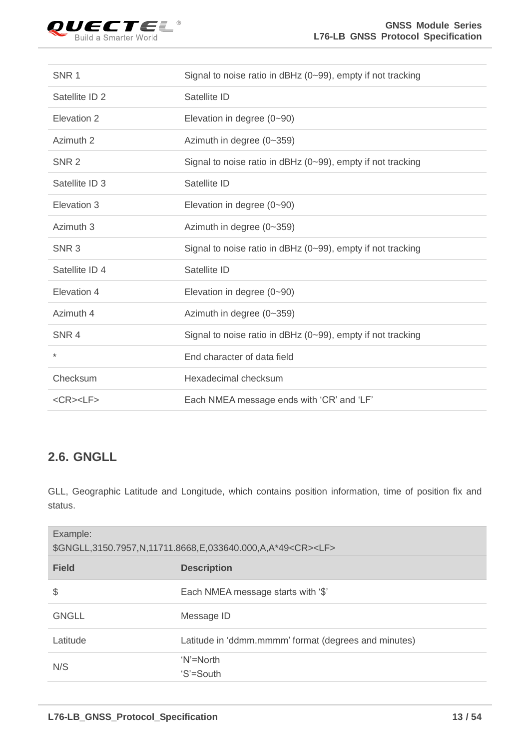| | |
|---|---|
| SNR 1 | Signal to noise ratio in dBHz (0~99), empty if not tracking |
| Satellite ID 2 | Satellite ID |
| Elevation 2 | Elevation in degree (0~90) |
| Azimuth 2 | Azimuth in degree (0~359) |
| SNR 2 | Signal to noise ratio in dBHz (0~99), empty if not tracking |
| Satellite ID 3 | Satellite ID |
| Elevation 3 | Elevation in degree (0~90) |
| Azimuth 3 | Azimuth in degree (0~359) |
| SNR 3 | Signal to noise ratio in dBHz (0~99), empty if not tracking |
| Satellite ID 4 | Satellite ID |
| Elevation 4 | Elevation in degree (0~90) |
| Azimuth 4 | Azimuth in degree (0~359) |
| SNR 4 | Signal to noise ratio in dBHz (0~99), empty if not tracking |
| * | End character of data field |
| Checksum | Hexadecimal checksum |
| <CR><LF> | Each NMEA message ends with 'CR' and 'LF' |

## 2.6. GNGLL

GLL, Geographic Latitude and Longitude, which contains position information, time of position fix and status.

Example:
$GNGLL,3150.7957,N,11711.8668,E,033640.000,A,A*49<CR><LF>

| Field | Description |
|---|---|
| $ | Each NMEA message starts with '$' |
| GNGLL | Message ID |
| Latitude | Latitude in 'ddmm.mmmm' format (degrees and minutes) |
| N/S | 'N'=North<br>'S'=South |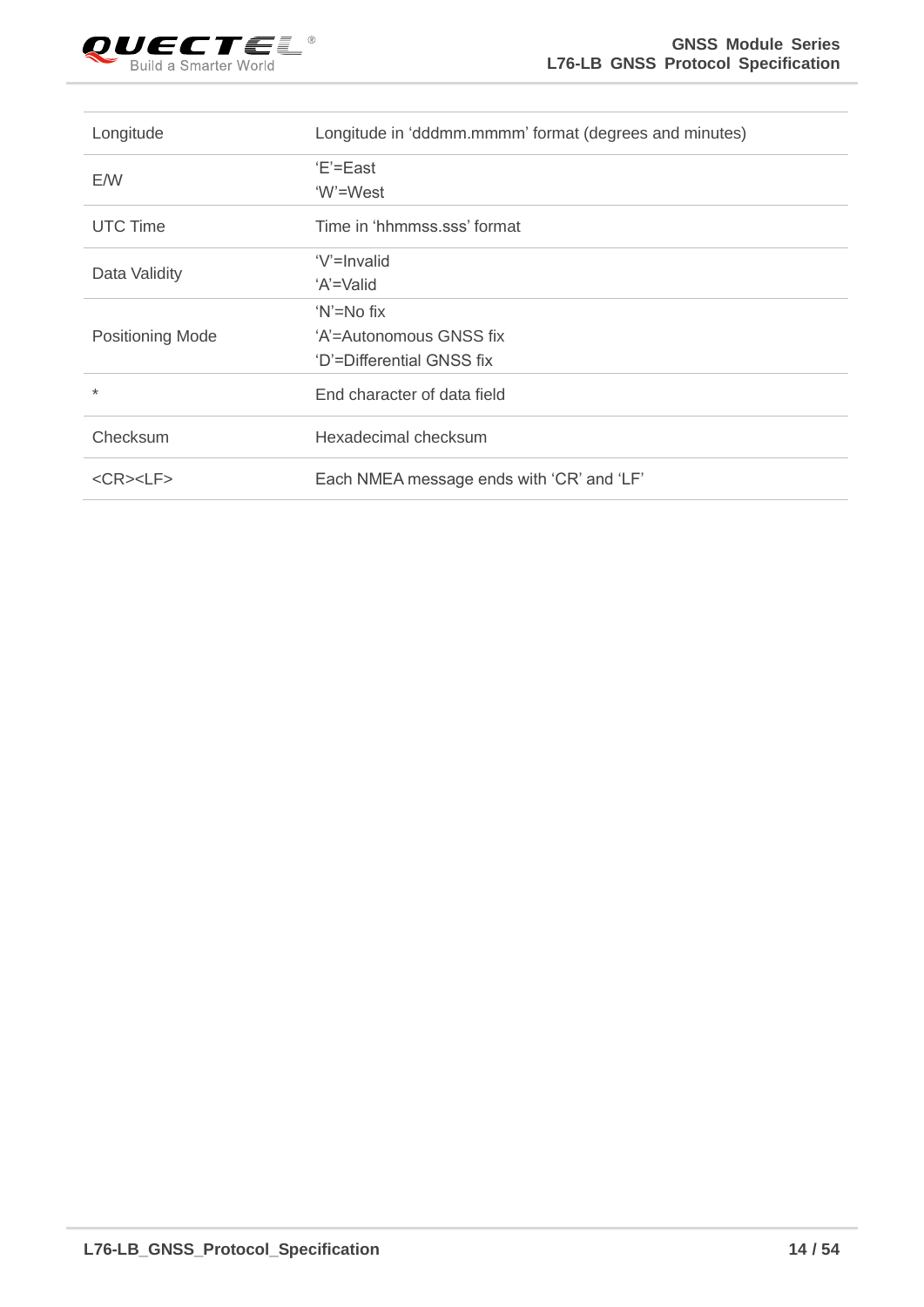| | |
|---|---|
| Longitude | Longitude in 'dddmm.mmmm' format (degrees and minutes) |
| E/W | 'E'=East<br>'W'=West |
| UTC Time | Time in 'hhmmss.sss' format |
| Data Validity | 'V'=Invalid<br>'A'=Valid |
| Positioning Mode | 'N'=No fix<br>'A'=Autonomous GNSS fix<br>'D'=Differential GNSS fix |
| * | End character of data field |
| Checksum | Hexadecimal checksum |
| <CR><LF> | Each NMEA message ends with 'CR' and 'LF' |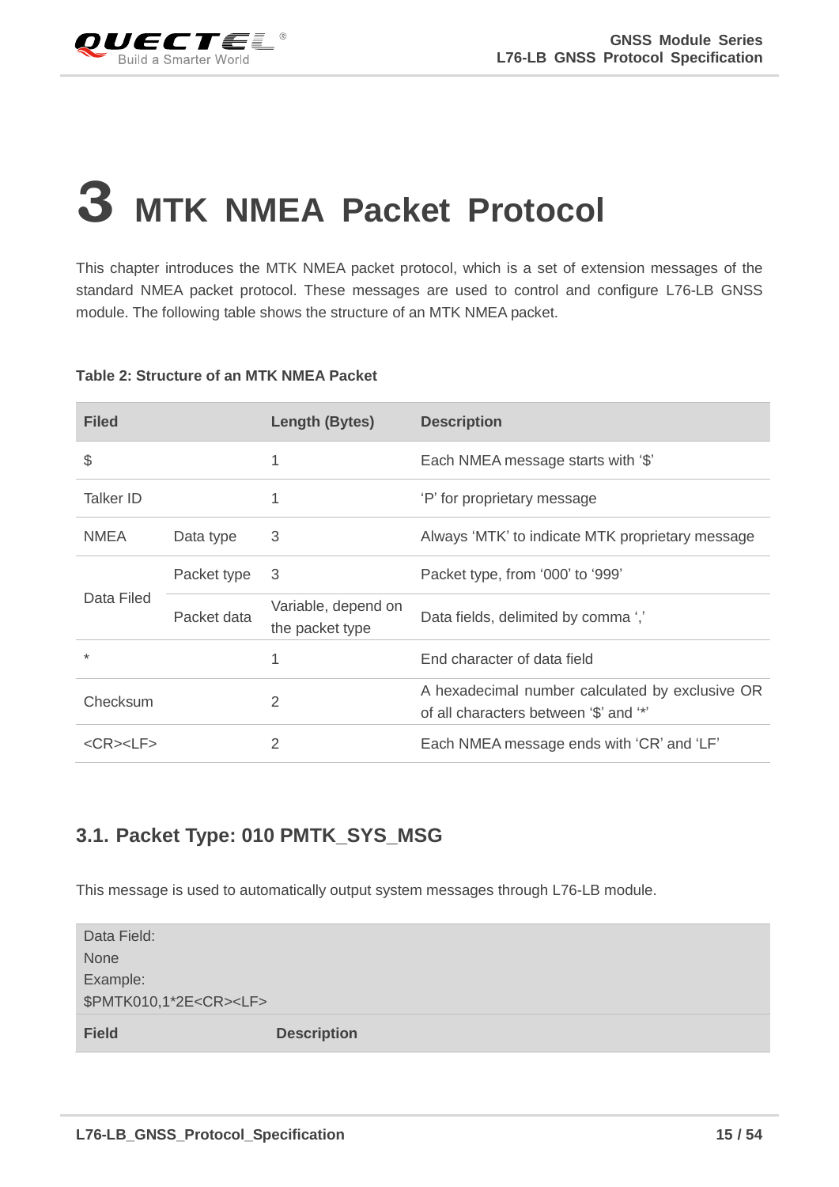# 3 MTK NMEA Packet Protocol

This chapter introduces the MTK NMEA packet protocol, which is a set of extension messages of the standard NMEA packet protocol. These messages are used to control and configure L76-LB GNSS module. The following table shows the structure of an MTK NMEA packet.

**Table 2: Structure of an MTK NMEA Packet**

| Filed | | Length (Bytes) | Description |
|---|---|---|---|
| $ | | 1 | Each NMEA message starts with '$' |
| Talker ID | | 1 | 'P' for proprietary message |
| NMEA | Data type | 3 | Always 'MTK' to indicate MTK proprietary message |
| Data Filed | Packet type | 3 | Packet type, from '000' to '999' |
| | Packet data | Variable, depend on the packet type | Data fields, delimited by comma ',' |
| * | | 1 | End character of data field |
| Checksum | | 2 | A hexadecimal number calculated by exclusive OR of all characters between '$' and '*' |
| <CR><LF> | | 2 | Each NMEA message ends with 'CR' and 'LF' |

## 3.1. Packet Type: 010 PMTK_SYS_MSG

This message is used to automatically output system messages through L76-LB module.

| Data Field: None<br>Example:<br>$PMTK010,1*2E<CR><LF> | |
|---|---|
| **Field** | **Description** |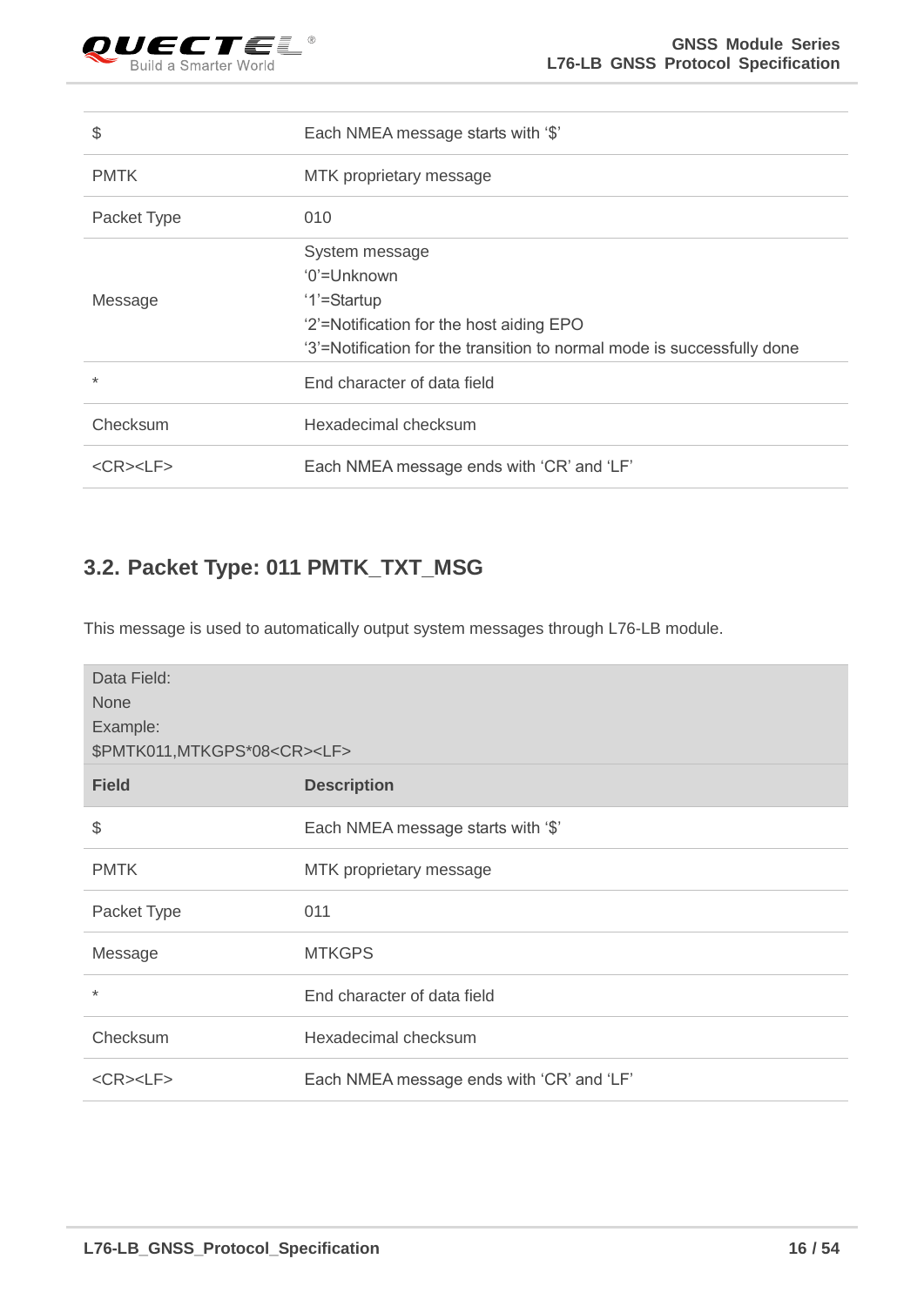| Field | Description |
|---|---|
| $ | Each NMEA message starts with '$' |
| PMTK | MTK proprietary message |
| Packet Type | 010 |
| Message | System message<br>'0'=Unknown<br>'1'=Startup<br>'2'=Notification for the host aiding EPO<br>'3'=Notification for the transition to normal mode is successfully done |
| * | End character of data field |
| Checksum | Hexadecimal checksum |
| <CR><LF> | Each NMEA message ends with 'CR' and 'LF' |

## 3.2. Packet Type: 011 PMTK_TXT_MSG

This message is used to automatically output system messages through L76-LB module.

Data Field:
None
Example:
$PMTK011,MTKGPS*08<CR><LF>

| Field | Description |
|---|---|
| $ | Each NMEA message starts with '$' |
| PMTK | MTK proprietary message |
| Packet Type | 011 |
| Message | MTKGPS |
| * | End character of data field |
| Checksum | Hexadecimal checksum |
| <CR><LF> | Each NMEA message ends with 'CR' and 'LF' |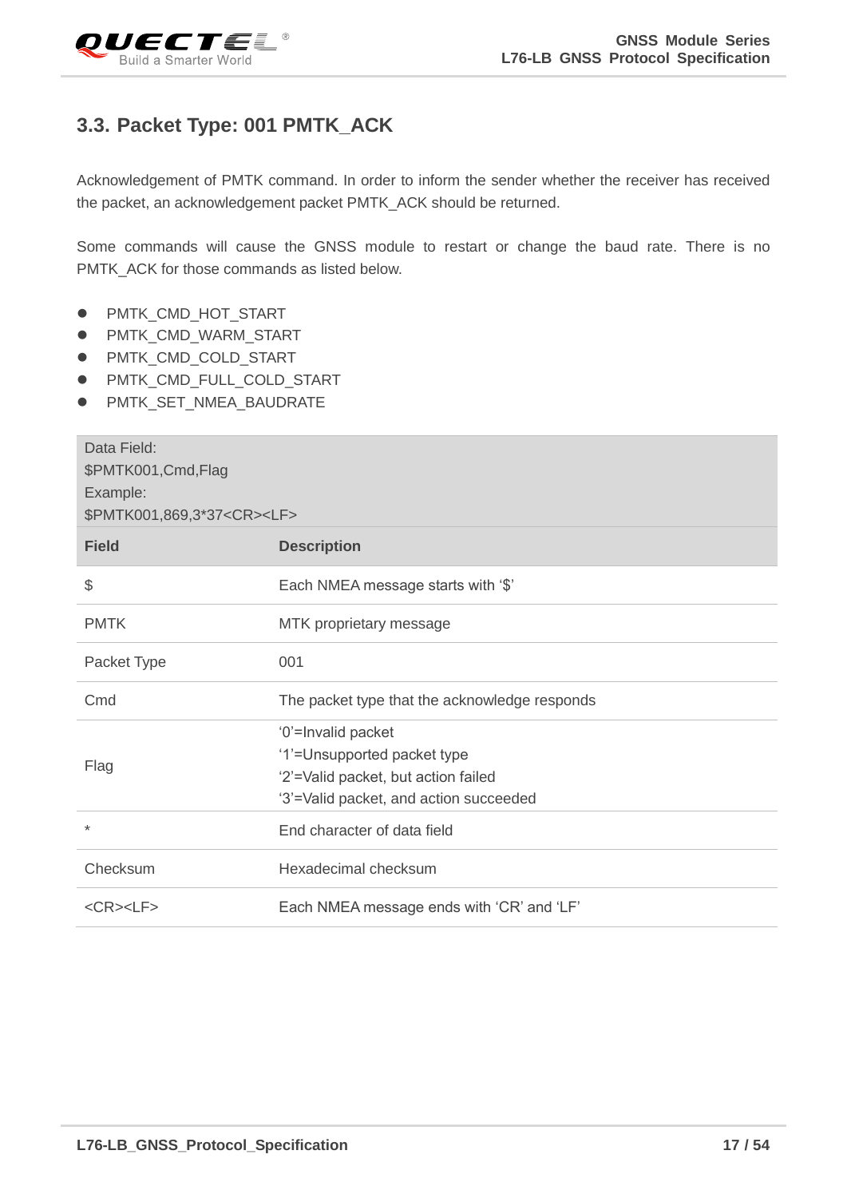### 3.3. Packet Type: 001 PMTK_ACK

Acknowledgement of PMTK command. In order to inform the sender whether the receiver has received the packet, an acknowledgement packet PMTK_ACK should be returned.

Some commands will cause the GNSS module to restart or change the baud rate. There is no PMTK_ACK for those commands as listed below.

- PMTK_CMD_HOT_START
- PMTK_CMD_WARM_START
- PMTK_CMD_COLD_START
- PMTK_CMD_FULL_COLD_START
- PMTK_SET_NMEA_BAUDRATE

| Data Field:<br>$PMTK001,Cmd,Flag<br>Example:<br>$PMTK001,869,3*37<CR><LF> | |
|---|---|
| **Field** | **Description** |
| $ | Each NMEA message starts with '$' |
| PMTK | MTK proprietary message |
| Packet Type | 001 |
| Cmd | The packet type that the acknowledge responds |
| Flag | '0'=Invalid packet<br>'1'=Unsupported packet type<br>'2'=Valid packet, but action failed<br>'3'=Valid packet, and action succeeded |
| * | End character of data field |
| Checksum | Hexadecimal checksum |
| <CR><LF> | Each NMEA message ends with 'CR' and 'LF' |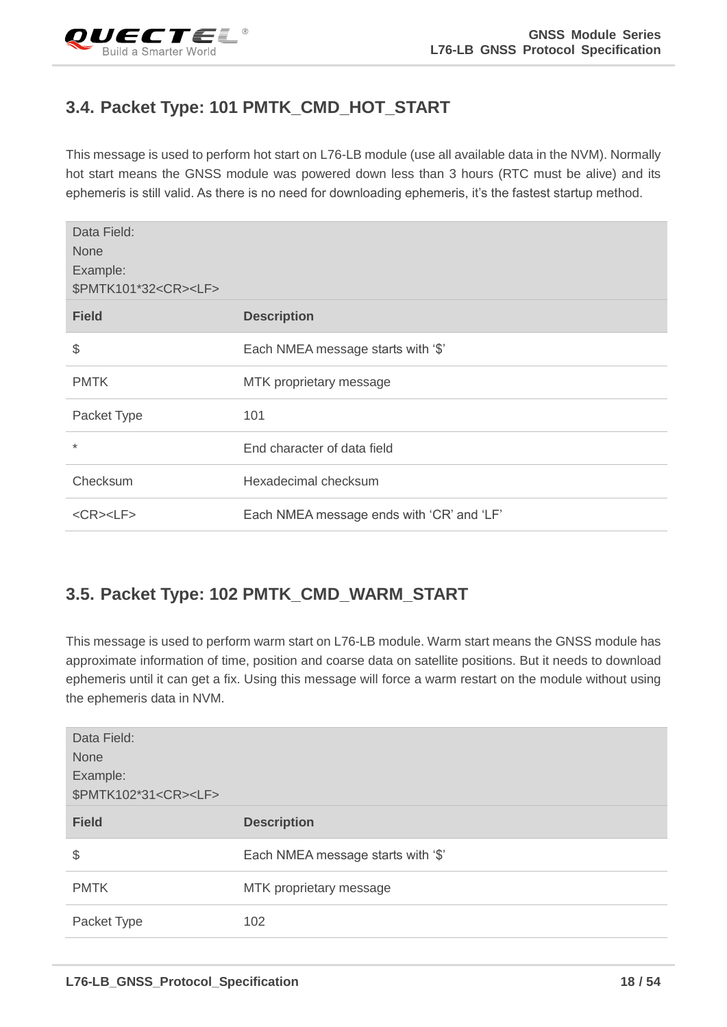## 3.4. Packet Type: 101 PMTK_CMD_HOT_START

This message is used to perform hot start on L76-LB module (use all available data in the NVM). Normally hot start means the GNSS module was powered down less than 3 hours (RTC must be alive) and its ephemeris is still valid. As there is no need for downloading ephemeris, it's the fastest startup method.

| Data Field:<br>None<br>Example:<br>$PMTK101*32<CR><LF> | |
|---|---|
| **Field** | **Description** |
| $ | Each NMEA message starts with '$' |
| PMTK | MTK proprietary message |
| Packet Type | 101 |
| * | End character of data field |
| Checksum | Hexadecimal checksum |
| <CR><LF> | Each NMEA message ends with 'CR' and 'LF' |

## 3.5. Packet Type: 102 PMTK_CMD_WARM_START

This message is used to perform warm start on L76-LB module. Warm start means the GNSS module has approximate information of time, position and coarse data on satellite positions. But it needs to download ephemeris until it can get a fix. Using this message will force a warm restart on the module without using the ephemeris data in NVM.

| Data Field:<br>None<br>Example:<br>$PMTK102*31<CR><LF> | |
|---|---|
| **Field** | **Description** |
| $ | Each NMEA message starts with '$' |
| PMTK | MTK proprietary message |
| Packet Type | 102 |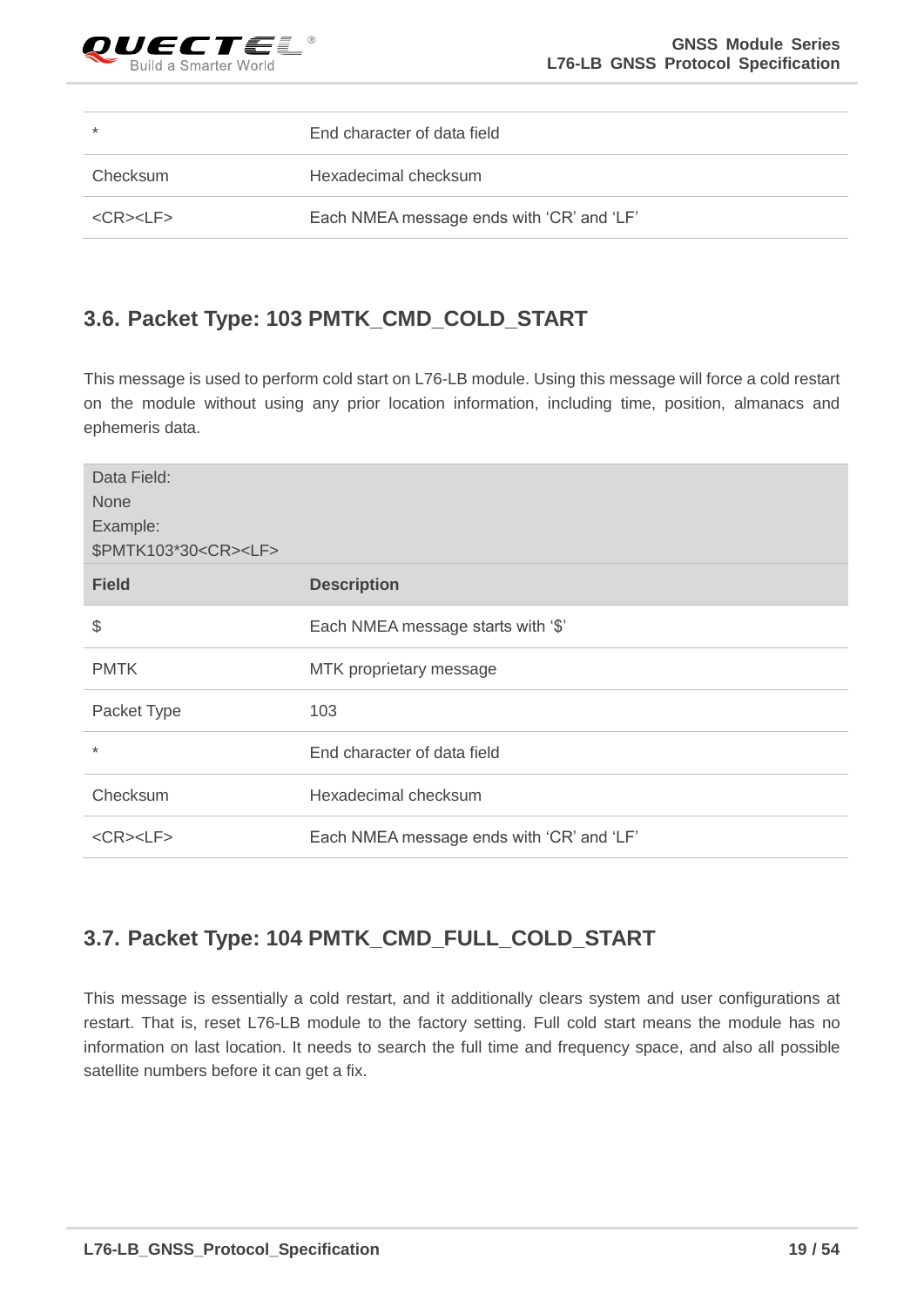| * | End character of data field |
|---|---|
| Checksum | Hexadecimal checksum |
| <CR><LF> | Each NMEA message ends with 'CR' and 'LF' |

## 3.6. Packet Type: 103 PMTK_CMD_COLD_START

This message is used to perform cold start on L76-LB module. Using this message will force a cold restart on the module without using any prior location information, including time, position, almanacs and ephemeris data.

| Data Field:<br>None<br>Example:<br>$PMTK103*30<CR><LF> | |
|---|---|
| **Field** | **Description** |
| $ | Each NMEA message starts with '$' |
| PMTK | MTK proprietary message |
| Packet Type | 103 |
| * | End character of data field |
| Checksum | Hexadecimal checksum |
| <CR><LF> | Each NMEA message ends with 'CR' and 'LF' |

## 3.7. Packet Type: 104 PMTK_CMD_FULL_COLD_START

This message is essentially a cold restart, and it additionally clears system and user configurations at restart. That is, reset L76-LB module to the factory setting. Full cold start means the module has no information on last location. It needs to search the full time and frequency space, and also all possible satellite numbers before it can get a fix.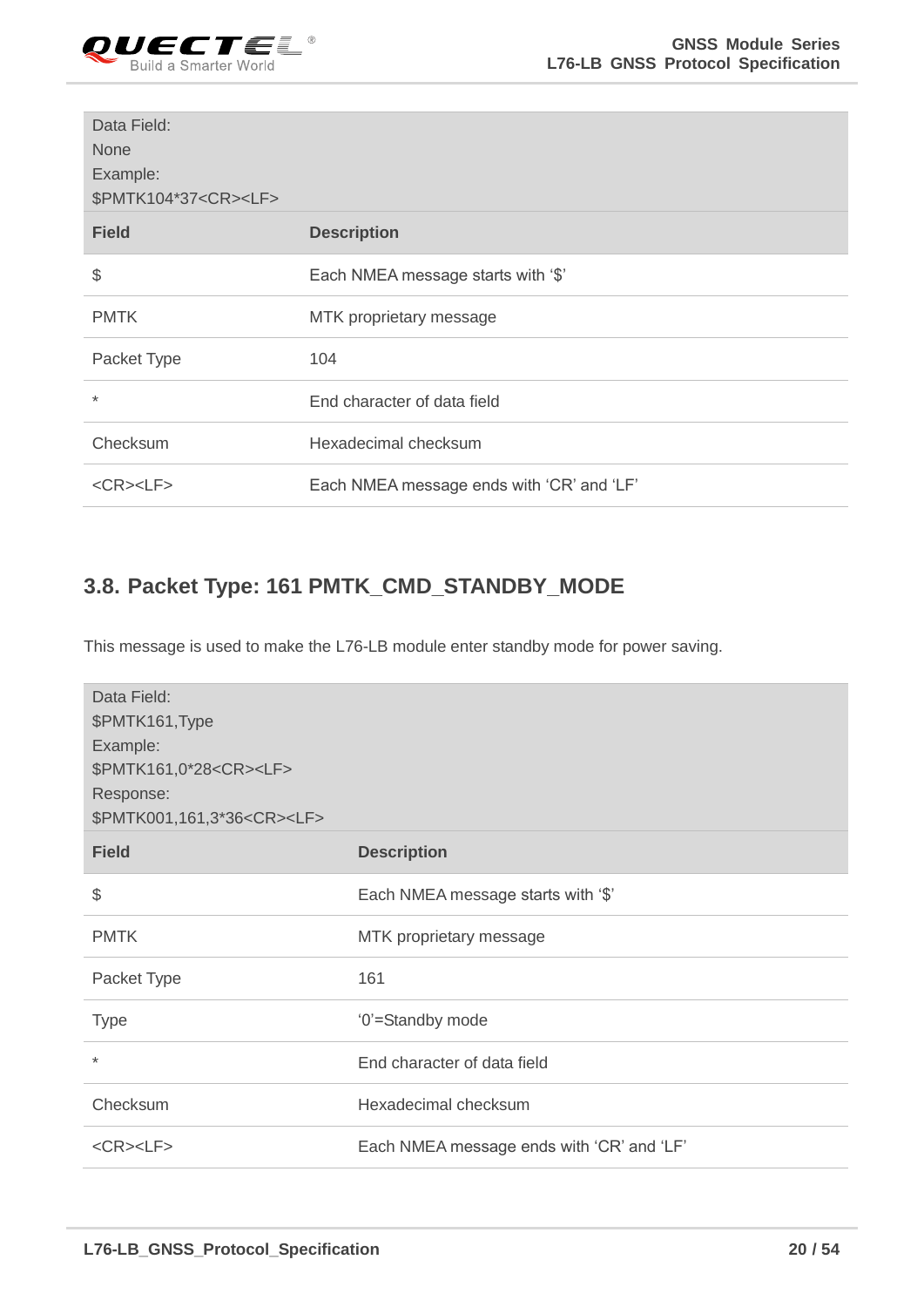| Data Field: None Example: $PMTK104*37<CR><LF> | |
|---|---|
| **Field** | **Description** |
| $ | Each NMEA message starts with '$' |
| PMTK | MTK proprietary message |
| Packet Type | 104 |
| * | End character of data field |
| Checksum | Hexadecimal checksum |
| <CR><LF> | Each NMEA message ends with 'CR' and 'LF' |

## 3.8. Packet Type: 161 PMTK_CMD_STANDBY_MODE

This message is used to make the L76-LB module enter standby mode for power saving.

| Data Field: $PMTK161,Type Example: $PMTK161,0*28<CR><LF> Response: $PMTK001,161,3*36<CR><LF> | |
|---|---|
| **Field** | **Description** |
| $ | Each NMEA message starts with '$' |
| PMTK | MTK proprietary message |
| Packet Type | 161 |
| Type | '0'=Standby mode |
| * | End character of data field |
| Checksum | Hexadecimal checksum |
| <CR><LF> | Each NMEA message ends with 'CR' and 'LF' |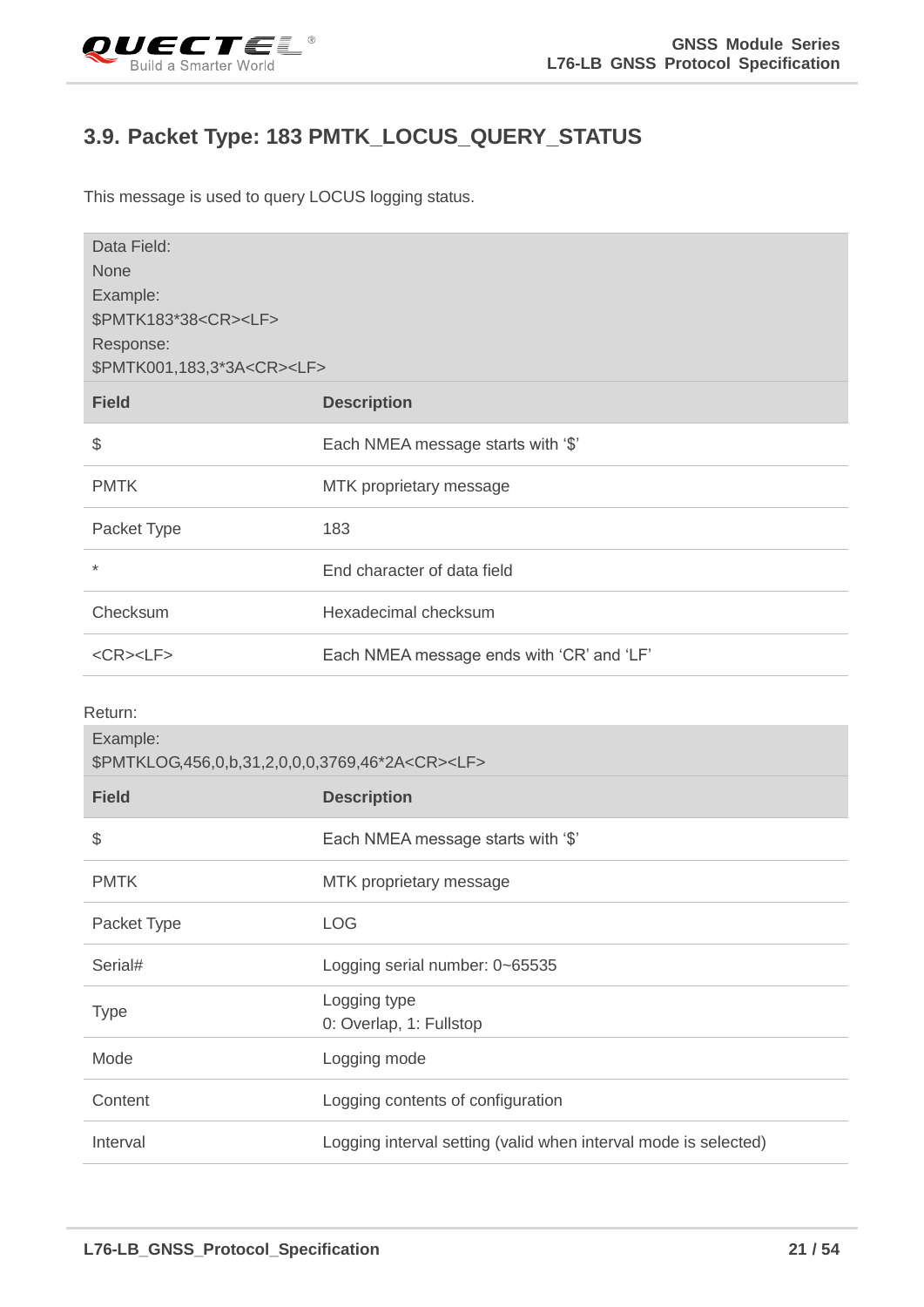## 3.9. Packet Type: 183 PMTK_LOCUS_QUERY_STATUS

This message is used to query LOCUS logging status.

| Data Field:<br>None<br>Example:<br>$PMTK183*38<CR><LF><br>Response:<br>$PMTK001,183,3*3A<CR><LF> | |
|---|---|
| **Field** | **Description** |
| $ | Each NMEA message starts with '$' |
| PMTK | MTK proprietary message |
| Packet Type | 183 |
| * | End character of data field |
| Checksum | Hexadecimal checksum |
| <CR><LF> | Each NMEA message ends with 'CR' and 'LF' |

Return:

| Example:<br>$PMTKLOG,456,0,b,31,2,0,0,0,3769,46*2A<CR><LF> | |
|---|---|
| **Field** | **Description** |
| $ | Each NMEA message starts with '$' |
| PMTK | MTK proprietary message |
| Packet Type | LOG |
| Serial# | Logging serial number: 0~65535 |
| Type | Logging type<br>0: Overlap, 1: Fullstop |
| Mode | Logging mode |
| Content | Logging contents of configuration |
| Interval | Logging interval setting (valid when interval mode is selected) |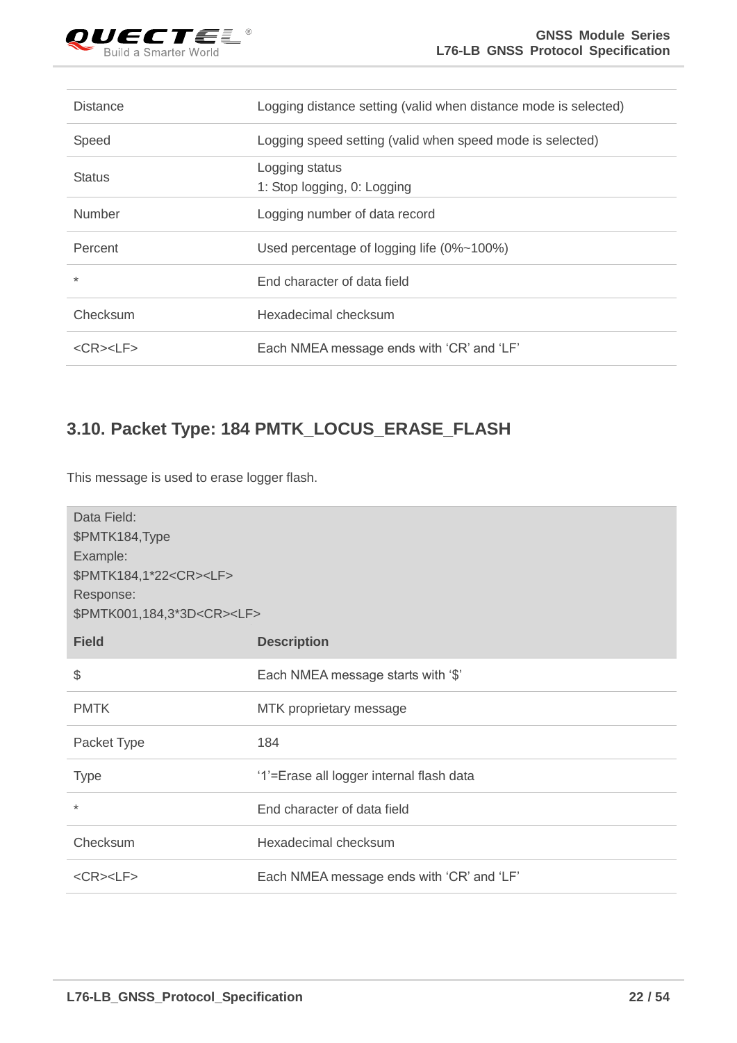| | |
|---|---|
| Distance | Logging distance setting (valid when distance mode is selected) |
| Speed | Logging speed setting (valid when speed mode is selected) |
| Status | Logging status<br>1: Stop logging, 0: Logging |
| Number | Logging number of data record |
| Percent | Used percentage of logging life (0%~100%) |
| * | End character of data field |
| Checksum | Hexadecimal checksum |
| <CR><LF> | Each NMEA message ends with 'CR' and 'LF' |

## 3.10. Packet Type: 184 PMTK_LOCUS_ERASE_FLASH

This message is used to erase logger flash.

Data Field:
$PMTK184,Type
Example:
$PMTK184,1*22<CR><LF>
Response:
$PMTK001,184,3*3D<CR><LF>

| Field | Description |
|---|---|
| $ | Each NMEA message starts with '$' |
| PMTK | MTK proprietary message |
| Packet Type | 184 |
| Type | '1'=Erase all logger internal flash data |
| * | End character of data field |
| Checksum | Hexadecimal checksum |
| <CR><LF> | Each NMEA message ends with 'CR' and 'LF' |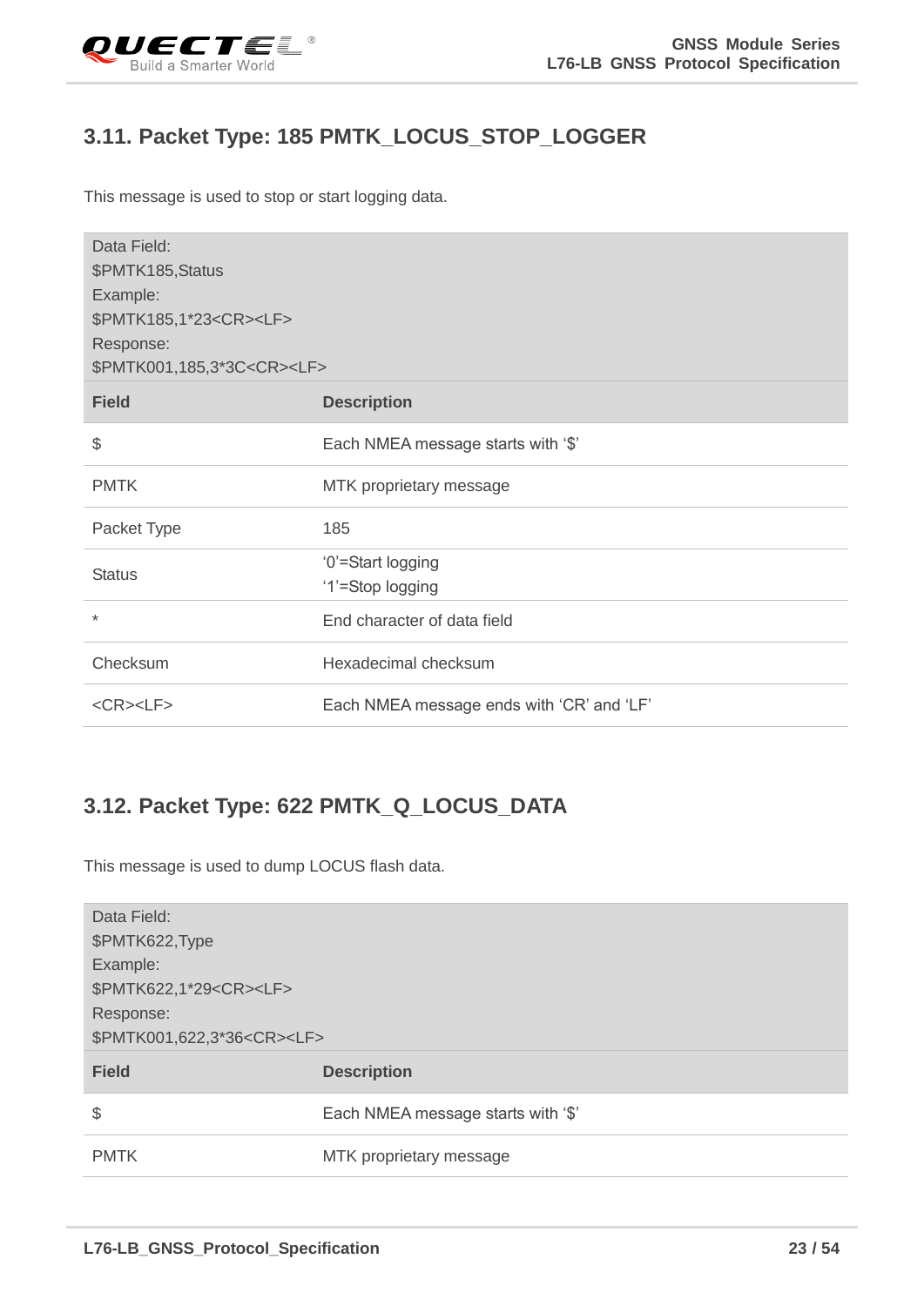## 3.11. Packet Type: 185 PMTK_LOCUS_STOP_LOGGER

This message is used to stop or start logging data.

| Data Field:<br>$PMTK185,Status<br>Example:<br>$PMTK185,1*23<CR><LF><br>Response:<br>$PMTK001,185,3*3C<CR><LF> | |
|---|---|
| **Field** | **Description** |
| $ | Each NMEA message starts with '$' |
| PMTK | MTK proprietary message |
| Packet Type | 185 |
| Status | '0'=Start logging<br>'1'=Stop logging |
| * | End character of data field |
| Checksum | Hexadecimal checksum |
| <CR><LF> | Each NMEA message ends with 'CR' and 'LF' |

## 3.12. Packet Type: 622 PMTK_Q_LOCUS_DATA

This message is used to dump LOCUS flash data.

| Data Field:<br>$PMTK622,Type<br>Example:<br>$PMTK622,1*29<CR><LF><br>Response:<br>$PMTK001,622,3*36<CR><LF> | |
|---|---|
| **Field** | **Description** |
| $ | Each NMEA message starts with '$' |
| PMTK | MTK proprietary message |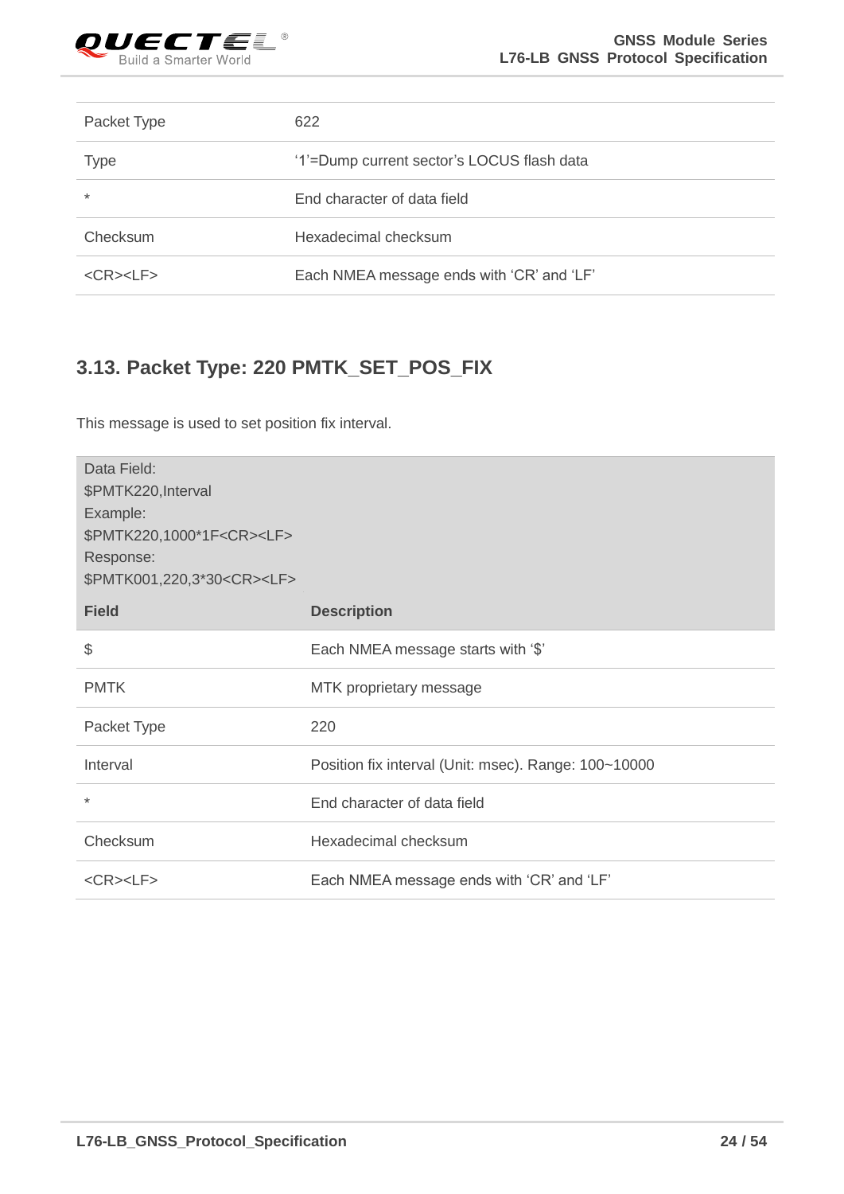| Packet Type | 622 |
|---|---|
| Type | '1'=Dump current sector's LOCUS flash data |
| * | End character of data field |
| Checksum | Hexadecimal checksum |
| <CR><LF> | Each NMEA message ends with 'CR' and 'LF' |

## 3.13. Packet Type: 220 PMTK_SET_POS_FIX

This message is used to set position fix interval.

Data Field:
$PMTK220,Interval
Example:
$PMTK220,1000*1F<CR><LF>
Response:
$PMTK001,220,3*30<CR><LF>

| Field | Description |
|---|---|
| $ | Each NMEA message starts with '$' |
| PMTK | MTK proprietary message |
| Packet Type | 220 |
| Interval | Position fix interval (Unit: msec). Range: 100~10000 |
| * | End character of data field |
| Checksum | Hexadecimal checksum |
| <CR><LF> | Each NMEA message ends with 'CR' and 'LF' |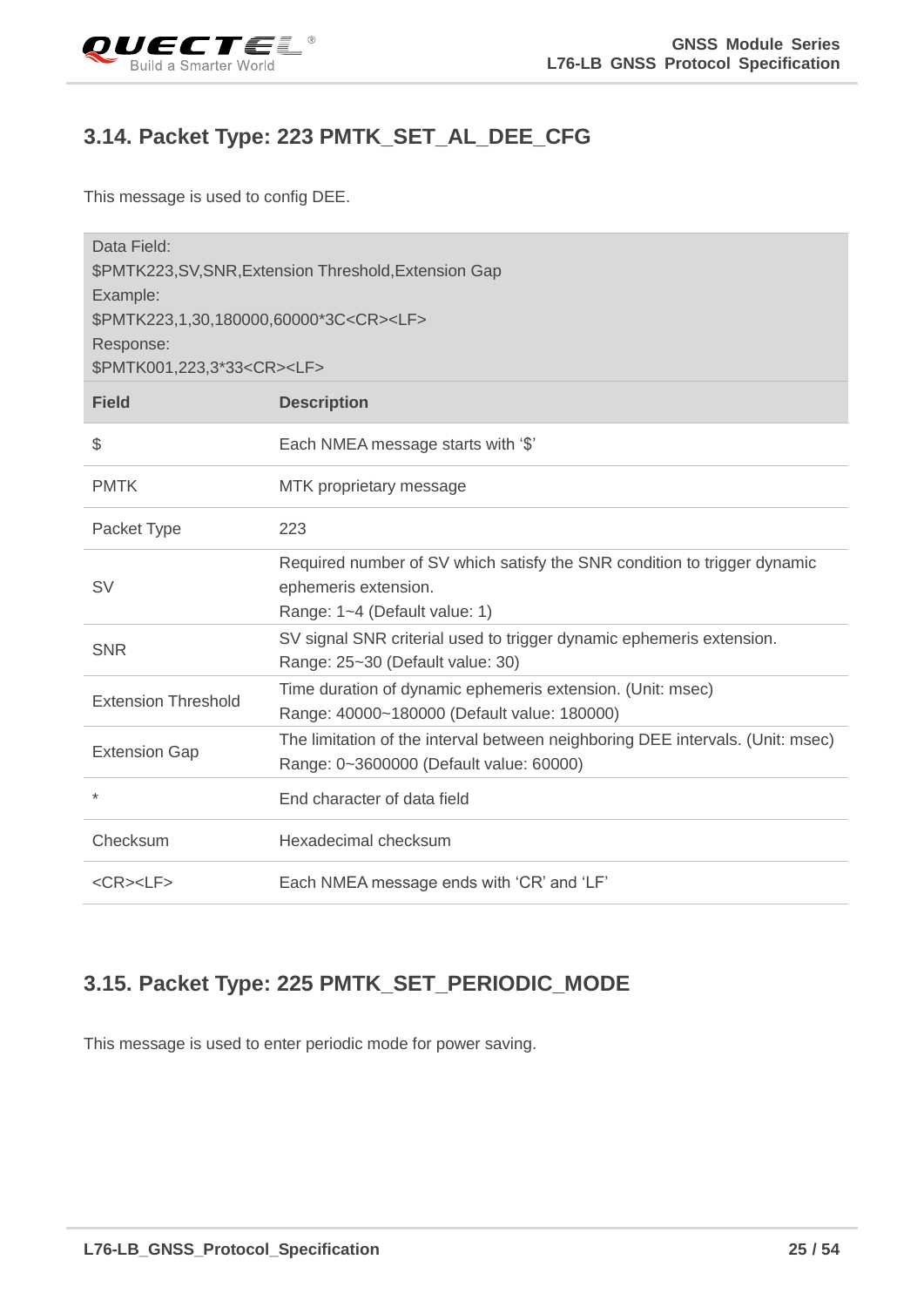## 3.14. Packet Type: 223 PMTK_SET_AL_DEE_CFG

This message is used to config DEE.

| Data Field:<br>$PMTK223,SV,SNR,Extension Threshold,Extension Gap<br>Example:<br>$PMTK223,1,30,180000,60000*3C<CR><LF><br>Response:<br>$PMTK001,223,3*33<CR><LF> | |
|---|---|
| **Field** | **Description** |
| $ | Each NMEA message starts with '$' |
| PMTK | MTK proprietary message |
| Packet Type | 223 |
| SV | Required number of SV which satisfy the SNR condition to trigger dynamic ephemeris extension.<br>Range: 1~4 (Default value: 1) |
| SNR | SV signal SNR criterial used to trigger dynamic ephemeris extension.<br>Range: 25~30 (Default value: 30) |
| Extension Threshold | Time duration of dynamic ephemeris extension. (Unit: msec)<br>Range: 40000~180000 (Default value: 180000) |
| Extension Gap | The limitation of the interval between neighboring DEE intervals. (Unit: msec)<br>Range: 0~3600000 (Default value: 60000) |
| * | End character of data field |
| Checksum | Hexadecimal checksum |
| <CR><LF> | Each NMEA message ends with 'CR' and 'LF' |

## 3.15. Packet Type: 225 PMTK_SET_PERIODIC_MODE

This message is used to enter periodic mode for power saving.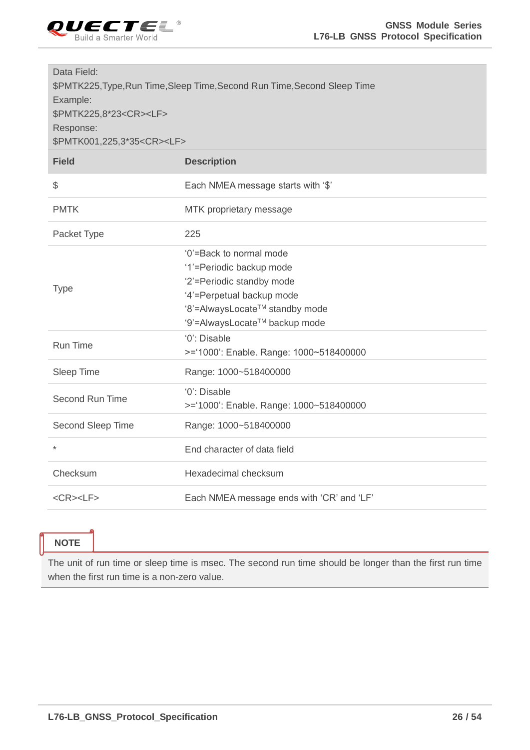| Data Field:<br>$PMTK225,Type,Run Time,Sleep Time,Second Run Time,Second Sleep Time<br>Example:<br>$PMTK225,8*23<CR><LF><br>Response:<br>$PMTK001,225,3*35<CR><LF> | |
|---|---|
| **Field** | **Description** |
| $ | Each NMEA message starts with '$' |
| PMTK | MTK proprietary message |
| Packet Type | 225 |
| Type | '0'=Back to normal mode<br>'1'=Periodic backup mode<br>'2'=Periodic standby mode<br>'4'=Perpetual backup mode<br>'8'=AlwaysLocate™ standby mode<br>'9'=AlwaysLocate™ backup mode |
| Run Time | '0': Disable<br>>='1000': Enable. Range: 1000~518400000 |
| Sleep Time | Range: 1000~518400000 |
| Second Run Time | '0': Disable<br>>='1000': Enable. Range: 1000~518400000 |
| Second Sleep Time | Range: 1000~518400000 |
| * | End character of data field |
| Checksum | Hexadecimal checksum |
| <CR><LF> | Each NMEA message ends with 'CR' and 'LF' |

**NOTE**

The unit of run time or sleep time is msec. The second run time should be longer than the first run time when the first run time is a non-zero value.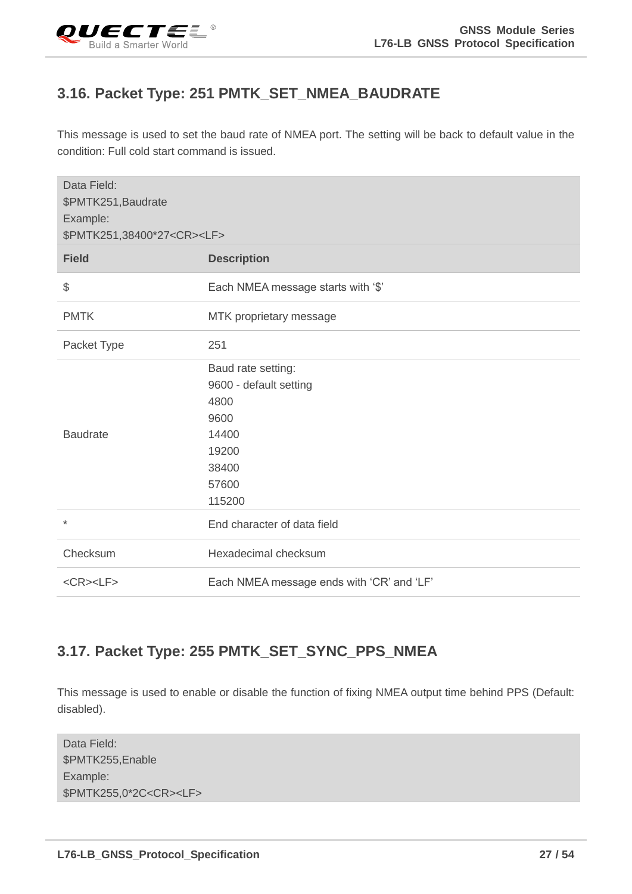## 3.16. Packet Type: 251 PMTK_SET_NMEA_BAUDRATE

This message is used to set the baud rate of NMEA port. The setting will be back to default value in the condition: Full cold start command is issued.

| Data Field:<br>$PMTK251,Baudrate<br>Example:<br>$PMTK251,38400*27<CR><LF> | |
|---|---|
| **Field** | **Description** |
| $ | Each NMEA message starts with '$' |
| PMTK | MTK proprietary message |
| Packet Type | 251 |
| Baudrate | Baud rate setting:<br>9600 - default setting<br>4800<br>9600<br>14400<br>19200<br>38400<br>57600<br>115200 |
| * | End character of data field |
| Checksum | Hexadecimal checksum |
| <CR><LF> | Each NMEA message ends with 'CR' and 'LF' |

## 3.17. Packet Type: 255 PMTK_SET_SYNC_PPS_NMEA

This message is used to enable or disable the function of fixing NMEA output time behind PPS (Default: disabled).

| Data Field:<br>$PMTK255,Enable<br>Example:<br>$PMTK255,0*2C<CR><LF> |
|---|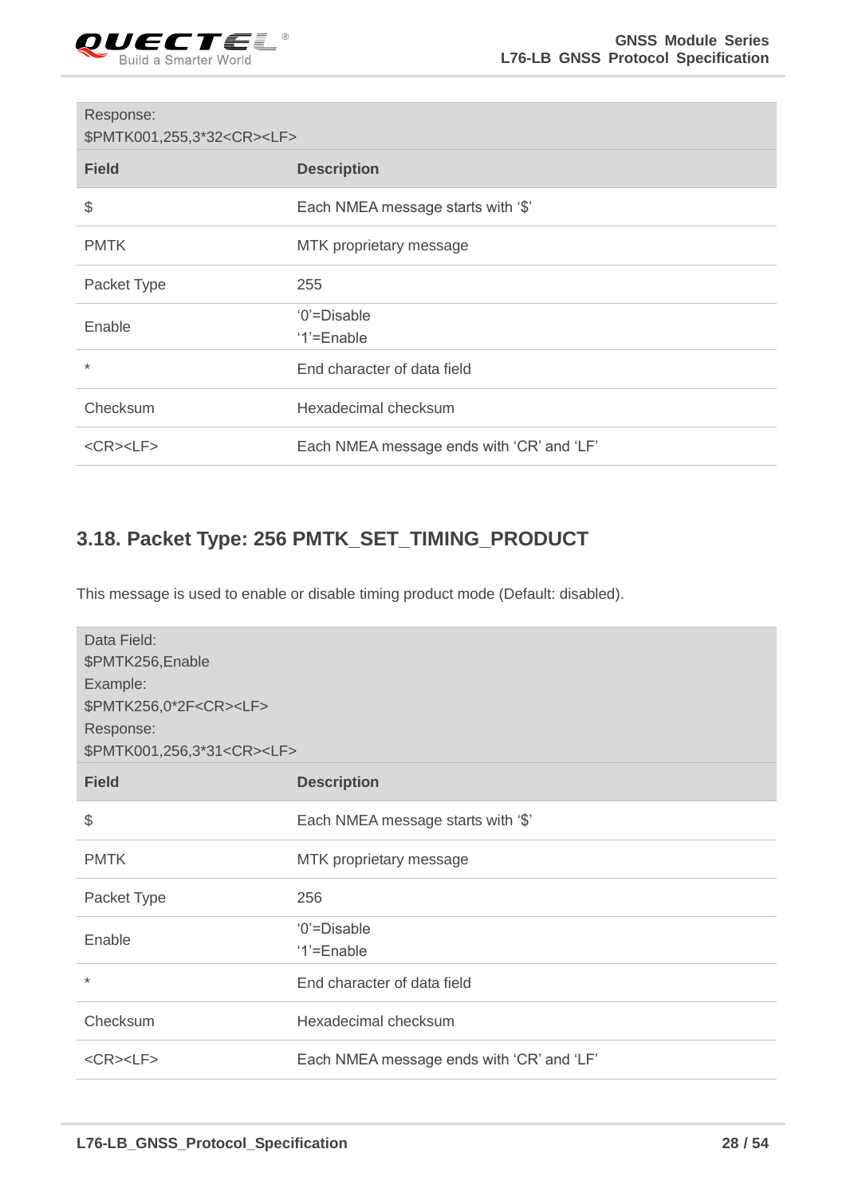| Response:<br>$PMTK001,255,3*32<CR><LF> | |
|---|---|
| **Field** | **Description** |
| $ | Each NMEA message starts with '$' |
| PMTK | MTK proprietary message |
| Packet Type | 255 |
| Enable | '0'=Disable<br>'1'=Enable |
| * | End character of data field |
| Checksum | Hexadecimal checksum |
| <CR><LF> | Each NMEA message ends with 'CR' and 'LF' |

## 3.18. Packet Type: 256 PMTK_SET_TIMING_PRODUCT

This message is used to enable or disable timing product mode (Default: disabled).

| Data Field:<br>$PMTK256,Enable<br>Example:<br>$PMTK256,0*2F<CR><LF><br>Response:<br>$PMTK001,256,3*31<CR><LF> | |
|---|---|
| **Field** | **Description** |
| $ | Each NMEA message starts with '$' |
| PMTK | MTK proprietary message |
| Packet Type | 256 |
| Enable | '0'=Disable<br>'1'=Enable |
| * | End character of data field |
| Checksum | Hexadecimal checksum |
| <CR><LF> | Each NMEA message ends with 'CR' and 'LF' |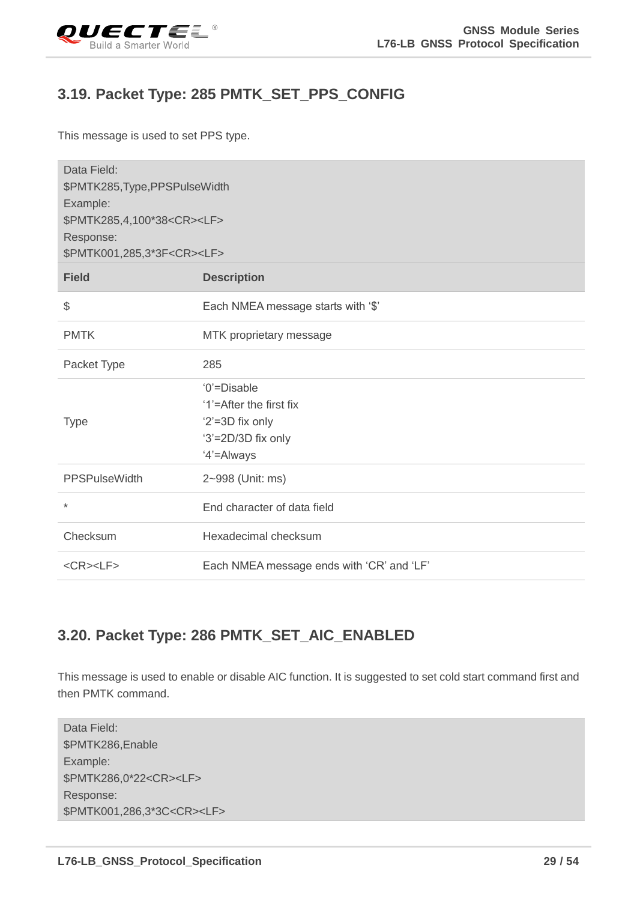## 3.19. Packet Type: 285 PMTK_SET_PPS_CONFIG

This message is used to set PPS type.

| Data Field:<br>$PMTK285,Type,PPSPulseWidth<br>Example:<br>$PMTK285,4,100*38<CR><LF><br>Response:<br>$PMTK001,285,3*3F<CR><LF> | |
|---|---|
| **Field** | **Description** |
| $ | Each NMEA message starts with '$' |
| PMTK | MTK proprietary message |
| Packet Type | 285 |
| Type | '0'=Disable<br>'1'=After the first fix<br>'2'=3D fix only<br>'3'=2D/3D fix only<br>'4'=Always |
| PPSPulseWidth | 2~998 (Unit: ms) |
| * | End character of data field |
| Checksum | Hexadecimal checksum |
| <CR><LF> | Each NMEA message ends with 'CR' and 'LF' |

## 3.20. Packet Type: 286 PMTK_SET_AIC_ENABLED

This message is used to enable or disable AIC function. It is suggested to set cold start command first and then PMTK command.

| Data Field:<br>$PMTK286,Enable<br>Example:<br>$PMTK286,0*22<CR><LF><br>Response:<br>$PMTK001,286,3*3C<CR><LF> |
|---|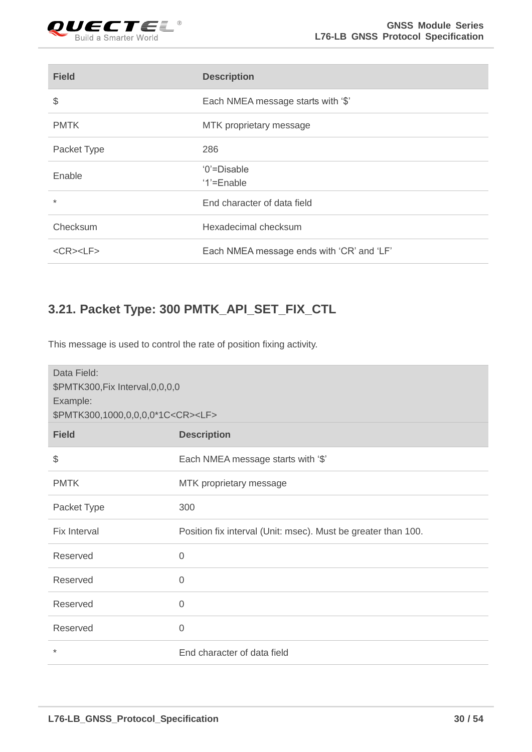| Field | Description |
|---|---|
| $ | Each NMEA message starts with '$' |
| PMTK | MTK proprietary message |
| Packet Type | 286 |
| Enable | '0'=Disable<br>'1'=Enable |
| * | End character of data field |
| Checksum | Hexadecimal checksum |
| <CR><LF> | Each NMEA message ends with 'CR' and 'LF' |

## 3.21. Packet Type: 300 PMTK_API_SET_FIX_CTL

This message is used to control the rate of position fixing activity.

| Data Field:<br>$PMTK300,Fix Interval,0,0,0,0<br>Example:<br>$PMTK300,1000,0,0,0,0*1C<CR><LF> | |
|---|---|
| **Field** | **Description** |
| $ | Each NMEA message starts with '$' |
| PMTK | MTK proprietary message |
| Packet Type | 300 |
| Fix Interval | Position fix interval (Unit: msec). Must be greater than 100. |
| Reserved | 0 |
| Reserved | 0 |
| Reserved | 0 |
| Reserved | 0 |
| * | End character of data field |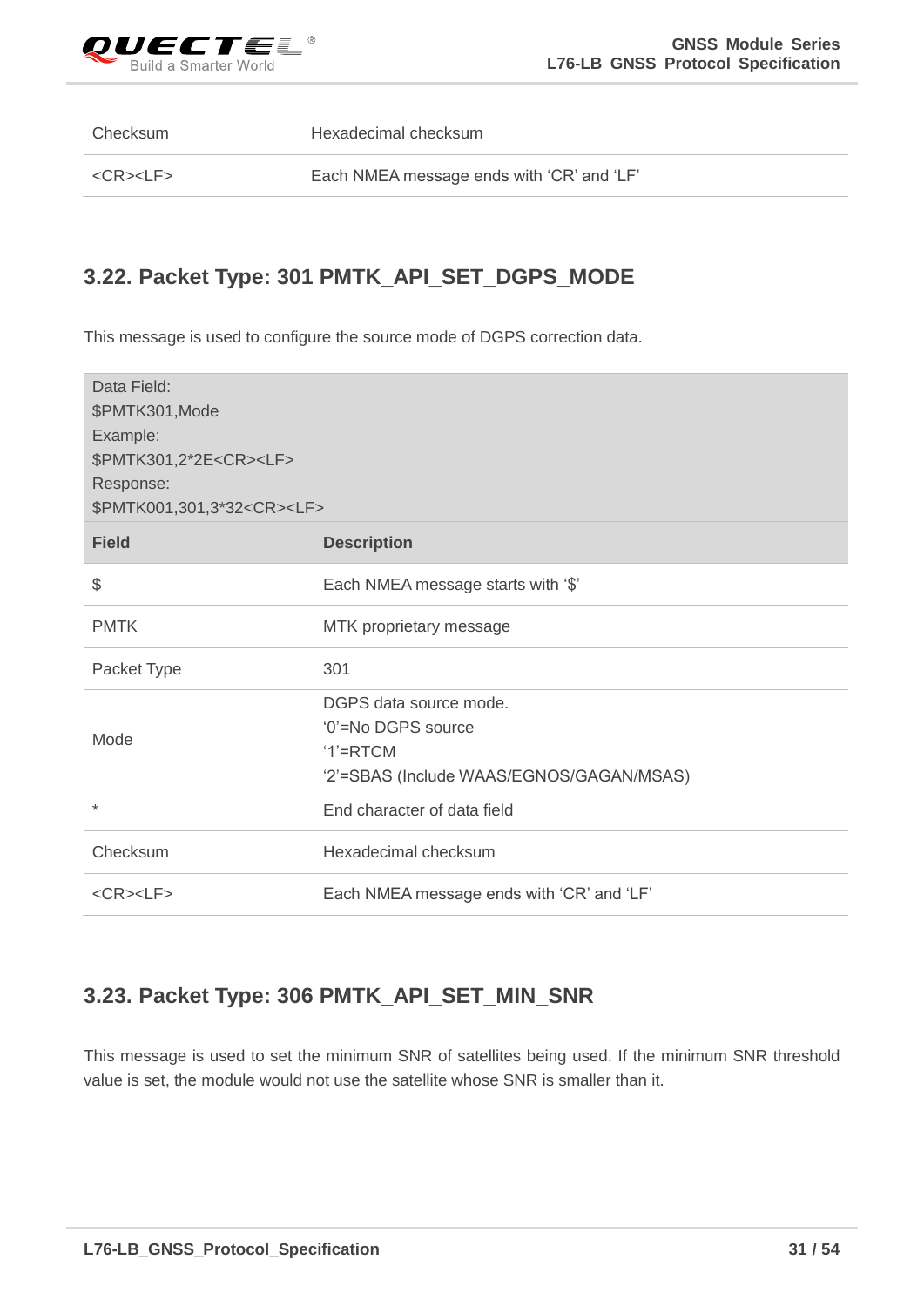| | |
|---|---|
| Checksum | Hexadecimal checksum |
| <CR><LF> | Each NMEA message ends with 'CR' and 'LF' |

## 3.22. Packet Type: 301 PMTK_API_SET_DGPS_MODE

This message is used to configure the source mode of DGPS correction data.

Data Field:
$PMTK301,Mode
Example:
$PMTK301,2*2E<CR><LF>
Response:
$PMTK001,301,3*32<CR><LF>

| Field | Description |
|---|---|
| $ | Each NMEA message starts with '$' |
| PMTK | MTK proprietary message |
| Packet Type | 301 |
| Mode | DGPS data source mode.<br>'0'=No DGPS source<br>'1'=RTCM<br>'2'=SBAS (Include WAAS/EGNOS/GAGAN/MSAS) |
| * | End character of data field |
| Checksum | Hexadecimal checksum |
| <CR><LF> | Each NMEA message ends with 'CR' and 'LF' |

## 3.23. Packet Type: 306 PMTK_API_SET_MIN_SNR

This message is used to set the minimum SNR of satellites being used. If the minimum SNR threshold value is set, the module would not use the satellite whose SNR is smaller than it.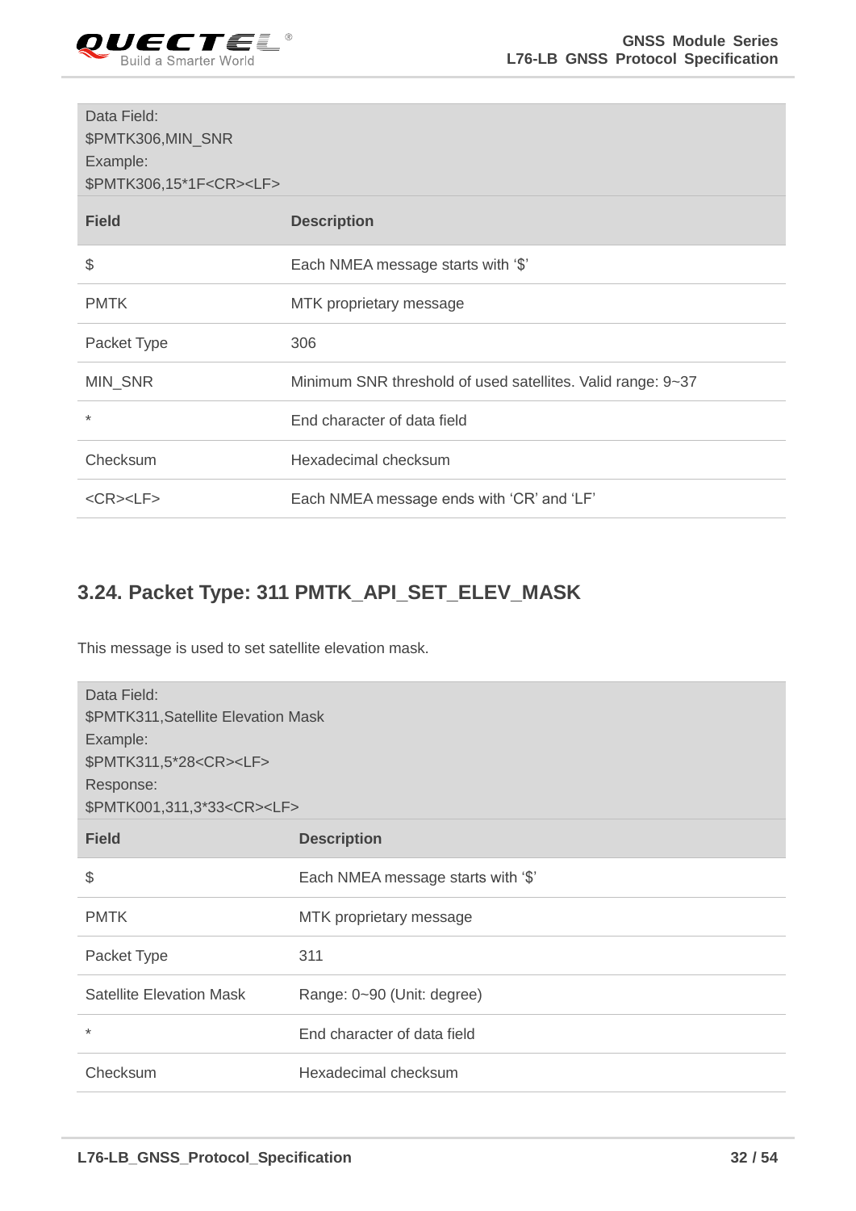| Data Field:<br>$PMTK306,MIN_SNR<br>Example:<br>$PMTK306,15*1F<CR><LF> | |
|---|---|
| **Field** | **Description** |
| $ | Each NMEA message starts with '$' |
| PMTK | MTK proprietary message |
| Packet Type | 306 |
| MIN_SNR | Minimum SNR threshold of used satellites. Valid range: 9~37 |
| * | End character of data field |
| Checksum | Hexadecimal checksum |
| <CR><LF> | Each NMEA message ends with 'CR' and 'LF' |

## 3.24. Packet Type: 311 PMTK_API_SET_ELEV_MASK

This message is used to set satellite elevation mask.

| Data Field:<br>$PMTK311,Satellite Elevation Mask<br>Example:<br>$PMTK311,5*28<CR><LF><br>Response:<br>$PMTK001,311,3*33<CR><LF> | |
|---|---|
| **Field** | **Description** |
| $ | Each NMEA message starts with '$' |
| PMTK | MTK proprietary message |
| Packet Type | 311 |
| Satellite Elevation Mask | Range: 0~90 (Unit: degree) |
| * | End character of data field |
| Checksum | Hexadecimal checksum |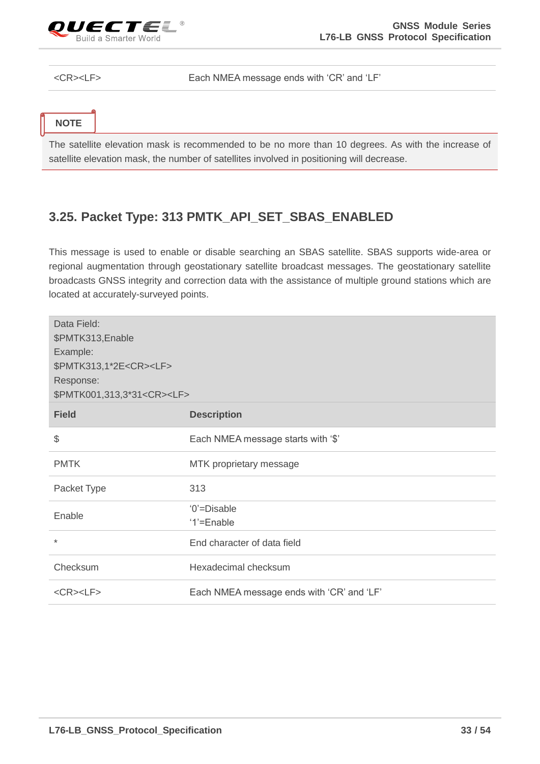| <CR><LF> | Each NMEA message ends with 'CR' and 'LF' |
|---|---|

**NOTE**

The satellite elevation mask is recommended to be no more than 10 degrees. As with the increase of satellite elevation mask, the number of satellites involved in positioning will decrease.

## 3.25. Packet Type: 313 PMTK_API_SET_SBAS_ENABLED

This message is used to enable or disable searching an SBAS satellite. SBAS supports wide-area or regional augmentation through geostationary satellite broadcast messages. The geostationary satellite broadcasts GNSS integrity and correction data with the assistance of multiple ground stations which are located at accurately-surveyed points.

Data Field:
$PMTK313,Enable
Example:
$PMTK313,1*2E<CR><LF>
Response:
$PMTK001,313,3*31<CR><LF>

| Field | Description |
|---|---|
| $ | Each NMEA message starts with '$' |
| PMTK | MTK proprietary message |
| Packet Type | 313 |
| Enable | '0'=Disable<br>'1'=Enable |
| * | End character of data field |
| Checksum | Hexadecimal checksum |
| <CR><LF> | Each NMEA message ends with 'CR' and 'LF' |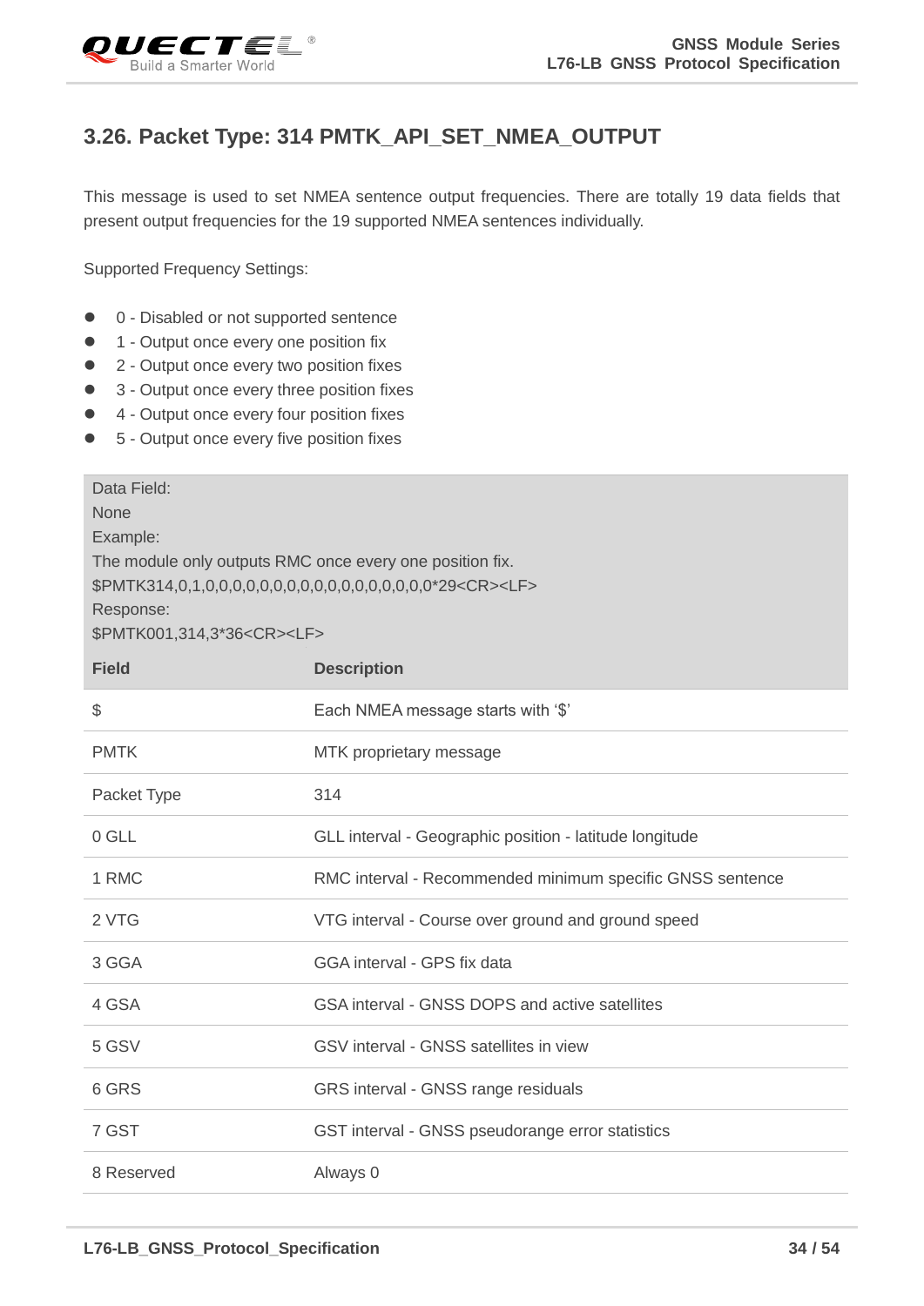## 3.26. Packet Type: 314 PMTK_API_SET_NMEA_OUTPUT

This message is used to set NMEA sentence output frequencies. There are totally 19 data fields that present output frequencies for the 19 supported NMEA sentences individually.

Supported Frequency Settings:

- 0 - Disabled or not supported sentence
- 1 - Output once every one position fix
- 2 - Output once every two position fixes
- 3 - Output once every three position fixes
- 4 - Output once every four position fixes
- 5 - Output once every five position fixes

Data Field:
None
Example:
The module only outputs RMC once every one position fix.
$PMTK314,0,1,0,0,0,0,0,0,0,0,0,0,0,0,0,0,0,0,0*29<CR><LF>
Response:
$PMTK001,314,3*36<CR><LF>

| Field | Description |
|---|---|
| $ | Each NMEA message starts with '$' |
| PMTK | MTK proprietary message |
| Packet Type | 314 |
| 0 GLL | GLL interval - Geographic position - latitude longitude |
| 1 RMC | RMC interval - Recommended minimum specific GNSS sentence |
| 2 VTG | VTG interval - Course over ground and ground speed |
| 3 GGA | GGA interval - GPS fix data |
| 4 GSA | GSA interval - GNSS DOPS and active satellites |
| 5 GSV | GSV interval - GNSS satellites in view |
| 6 GRS | GRS interval - GNSS range residuals |
| 7 GST | GST interval - GNSS pseudorange error statistics |
| 8 Reserved | Always 0 |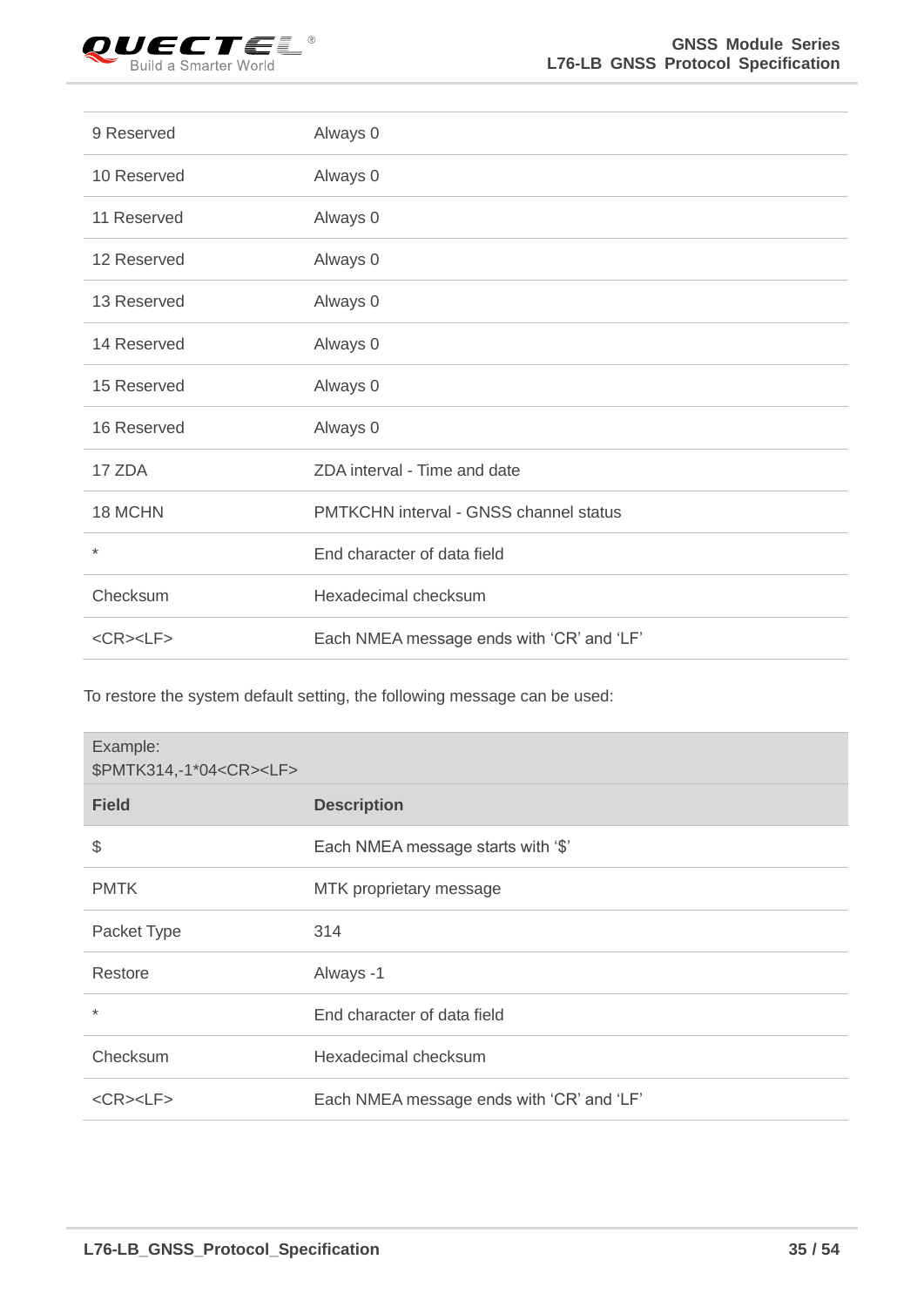| | |
|---|---|
| 9 Reserved | Always 0 |
| 10 Reserved | Always 0 |
| 11 Reserved | Always 0 |
| 12 Reserved | Always 0 |
| 13 Reserved | Always 0 |
| 14 Reserved | Always 0 |
| 15 Reserved | Always 0 |
| 16 Reserved | Always 0 |
| 17 ZDA | ZDA interval - Time and date |
| 18 MCHN | PMTKCHN interval - GNSS channel status |
| * | End character of data field |
| Checksum | Hexadecimal checksum |
| <CR><LF> | Each NMEA message ends with 'CR' and 'LF' |

To restore the system default setting, the following message can be used:

Example:
$PMTK314,-1*04<CR><LF>

| Field | Description |
|---|---|
| $ | Each NMEA message starts with '$' |
| PMTK | MTK proprietary message |
| Packet Type | 314 |
| Restore | Always -1 |
| * | End character of data field |
| Checksum | Hexadecimal checksum |
| <CR><LF> | Each NMEA message ends with 'CR' and 'LF' |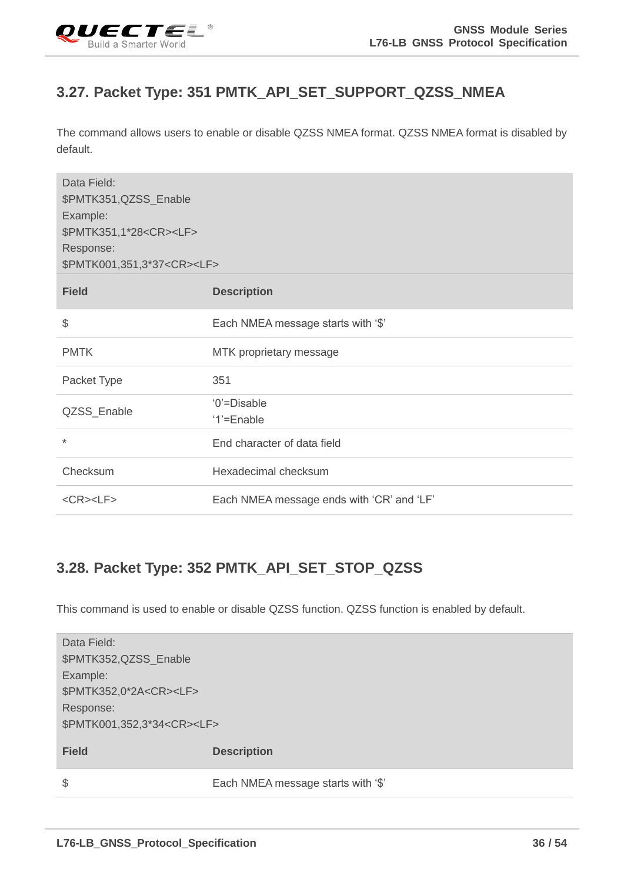## 3.27. Packet Type: 351 PMTK_API_SET_SUPPORT_QZSS_NMEA

The command allows users to enable or disable QZSS NMEA format. QZSS NMEA format is disabled by default.

Data Field:
$PMTK351,QZSS_Enable
Example:
$PMTK351,1*28<CR><LF>
Response:
$PMTK001,351,3*37<CR><LF>

| Field | Description |
|---|---|
| $ | Each NMEA message starts with '$' |
| PMTK | MTK proprietary message |
| Packet Type | 351 |
| QZSS_Enable | '0'=Disable<br>'1'=Enable |
| * | End character of data field |
| Checksum | Hexadecimal checksum |
| <CR><LF> | Each NMEA message ends with 'CR' and 'LF' |

## 3.28. Packet Type: 352 PMTK_API_SET_STOP_QZSS

This command is used to enable or disable QZSS function. QZSS function is enabled by default.

Data Field:
$PMTK352,QZSS_Enable
Example:
$PMTK352,0*2A<CR><LF>
Response:
$PMTK001,352,3*34<CR><LF>

| Field | Description |
|---|---|
| $ | Each NMEA message starts with '$' |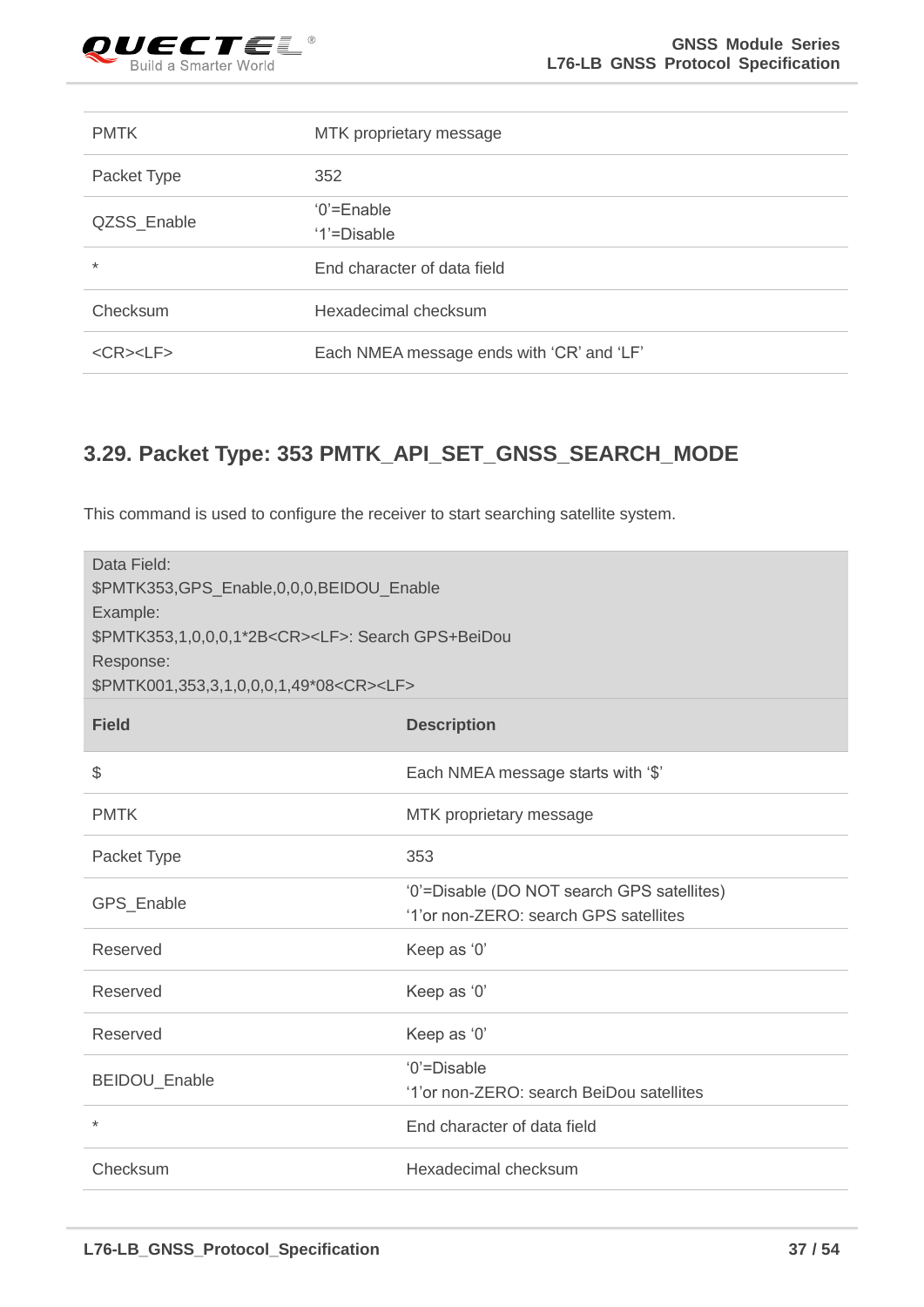| PMTK | MTK proprietary message |
|---|---|
| Packet Type | 352 |
| QZSS_Enable | '0'=Enable<br>'1'=Disable |
| * | End character of data field |
| Checksum | Hexadecimal checksum |
| <CR><LF> | Each NMEA message ends with 'CR' and 'LF' |

## 3.29. Packet Type: 353 PMTK_API_SET_GNSS_SEARCH_MODE

This command is used to configure the receiver to start searching satellite system.

Data Field:
$PMTK353,GPS_Enable,0,0,0,BEIDOU_Enable
Example:
$PMTK353,1,0,0,0,1*2B<CR><LF>: Search GPS+BeiDou
Response:
$PMTK001,353,3,1,0,0,0,1,49*08<CR><LF>

| Field | Description |
|---|---|
| $ | Each NMEA message starts with '$' |
| PMTK | MTK proprietary message |
| Packet Type | 353 |
| GPS_Enable | '0'=Disable (DO NOT search GPS satellites)<br>'1'or non-ZERO: search GPS satellites |
| Reserved | Keep as '0' |
| Reserved | Keep as '0' |
| Reserved | Keep as '0' |
| BEIDOU_Enable | '0'=Disable<br>'1'or non-ZERO: search BeiDou satellites |
| * | End character of data field |
| Checksum | Hexadecimal checksum |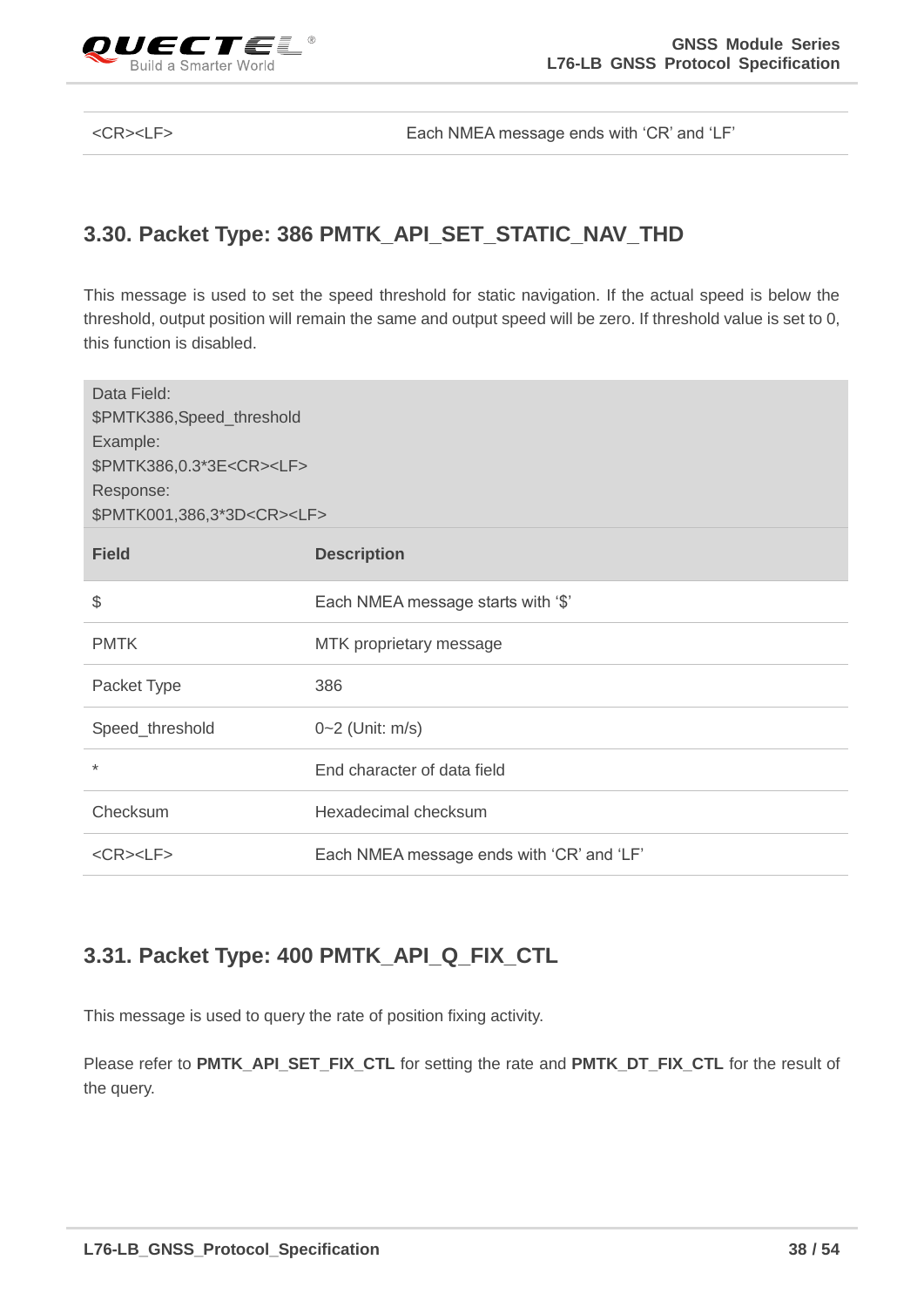| <CR><LF> | Each NMEA message ends with ‘CR’ and ‘LF’ |
|---|---|

## 3.30. Packet Type: 386 PMTK_API_SET_STATIC_NAV_THD

This message is used to set the speed threshold for static navigation. If the actual speed is below the threshold, output position will remain the same and output speed will be zero. If threshold value is set to 0, this function is disabled.

Data Field:
$PMTK386,Speed_threshold
Example:
$PMTK386,0.3*3E<CR><LF>
Response:
$PMTK001,386,3*3D<CR><LF>

| Field | Description |
|---|---|
| $ | Each NMEA message starts with ‘$’ |
| PMTK | MTK proprietary message |
| Packet Type | 386 |
| Speed_threshold | 0~2 (Unit: m/s) |
| * | End character of data field |
| Checksum | Hexadecimal checksum |
| <CR><LF> | Each NMEA message ends with ‘CR’ and ‘LF’ |

## 3.31. Packet Type: 400 PMTK_API_Q_FIX_CTL

This message is used to query the rate of position fixing activity.

Please refer to **PMTK_API_SET_FIX_CTL** for setting the rate and **PMTK_DT_FIX_CTL** for the result of the query.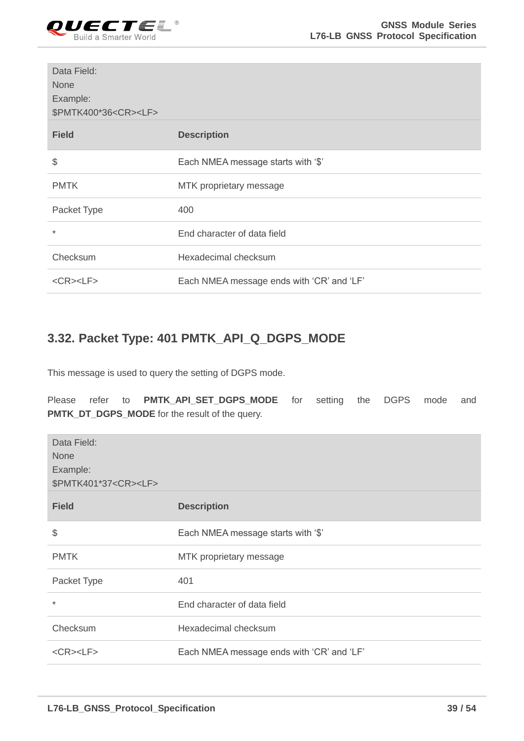| Data Field: None Example: $PMTK400*36<CR><LF> | |
|---|---|
| **Field** | **Description** |
| $ | Each NMEA message starts with '$' |
| PMTK | MTK proprietary message |
| Packet Type | 400 |
| * | End character of data field |
| Checksum | Hexadecimal checksum |
| <CR><LF> | Each NMEA message ends with 'CR' and 'LF' |

## 3.32. Packet Type: 401 PMTK_API_Q_DGPS_MODE

This message is used to query the setting of DGPS mode.

Please refer to **PMTK_API_SET_DGPS_MODE** for setting the DGPS mode and **PMTK_DT_DGPS_MODE** for the result of the query.

| Data Field: None Example: $PMTK401*37<CR><LF> | |
|---|---|
| **Field** | **Description** |
| $ | Each NMEA message starts with '$' |
| PMTK | MTK proprietary message |
| Packet Type | 401 |
| * | End character of data field |
| Checksum | Hexadecimal checksum |
| <CR><LF> | Each NMEA message ends with 'CR' and 'LF' |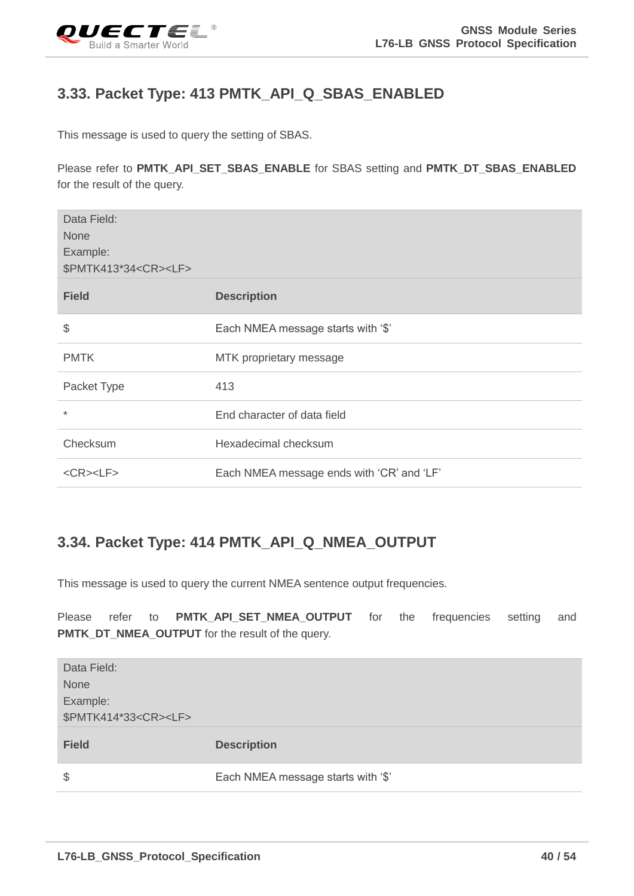## 3.33. Packet Type: 413 PMTK_API_Q_SBAS_ENABLED

This message is used to query the setting of SBAS.

Please refer to **PMTK_API_SET_SBAS_ENABLE** for SBAS setting and **PMTK_DT_SBAS_ENABLED** for the result of the query.

| Data Field:<br>None<br>Example:<br>$PMTK413*34<CR><LF> | |
|---|---|
| **Field** | **Description** |
| $ | Each NMEA message starts with '$' |
| PMTK | MTK proprietary message |
| Packet Type | 413 |
| * | End character of data field |
| Checksum | Hexadecimal checksum |
| <CR><LF> | Each NMEA message ends with 'CR' and 'LF' |

## 3.34. Packet Type: 414 PMTK_API_Q_NMEA_OUTPUT

This message is used to query the current NMEA sentence output frequencies.

Please refer to **PMTK_API_SET_NMEA_OUTPUT** for the frequencies setting and **PMTK_DT_NMEA_OUTPUT** for the result of the query.

| Data Field:<br>None<br>Example:<br>$PMTK414*33<CR><LF> | |
|---|---|
| **Field** | **Description** |
| $ | Each NMEA message starts with '$' |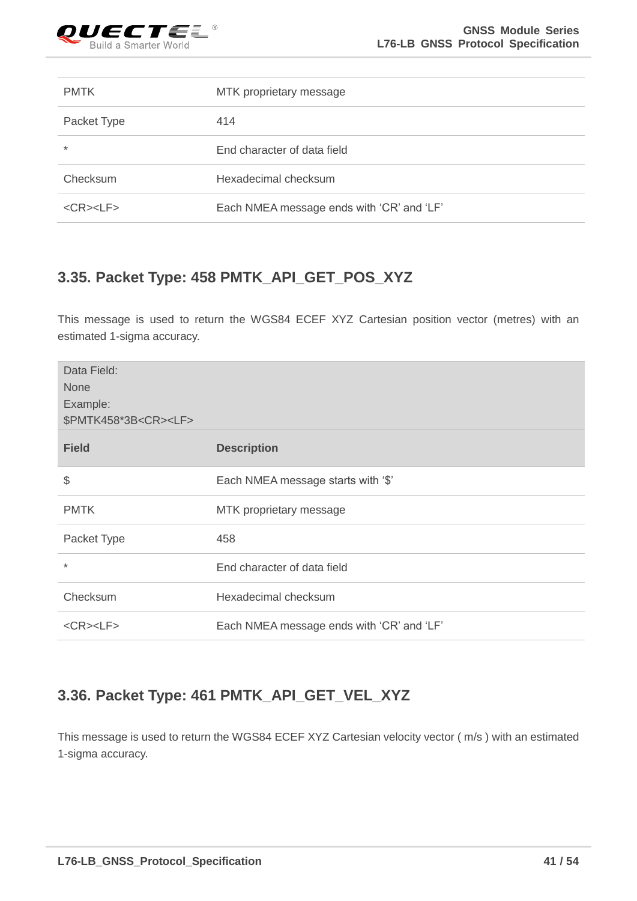| | |
|---|---|
| PMTK | MTK proprietary message |
| Packet Type | 414 |
| * | End character of data field |
| Checksum | Hexadecimal checksum |
| <CR><LF> | Each NMEA message ends with ‘CR’ and ‘LF’ |

## 3.35. Packet Type: 458 PMTK_API_GET_POS_XYZ

This message is used to return the WGS84 ECEF XYZ Cartesian position vector (metres) with an estimated 1-sigma accuracy.

Data Field:
None
Example:
$PMTK458*3B<CR><LF>

| Field | Description |
|---|---|
| $ | Each NMEA message starts with ‘$’ |
| PMTK | MTK proprietary message |
| Packet Type | 458 |
| * | End character of data field |
| Checksum | Hexadecimal checksum |
| <CR><LF> | Each NMEA message ends with ‘CR’ and ‘LF’ |

## 3.36. Packet Type: 461 PMTK_API_GET_VEL_XYZ

This message is used to return the WGS84 ECEF XYZ Cartesian velocity vector ( m/s ) with an estimated 1-sigma accuracy.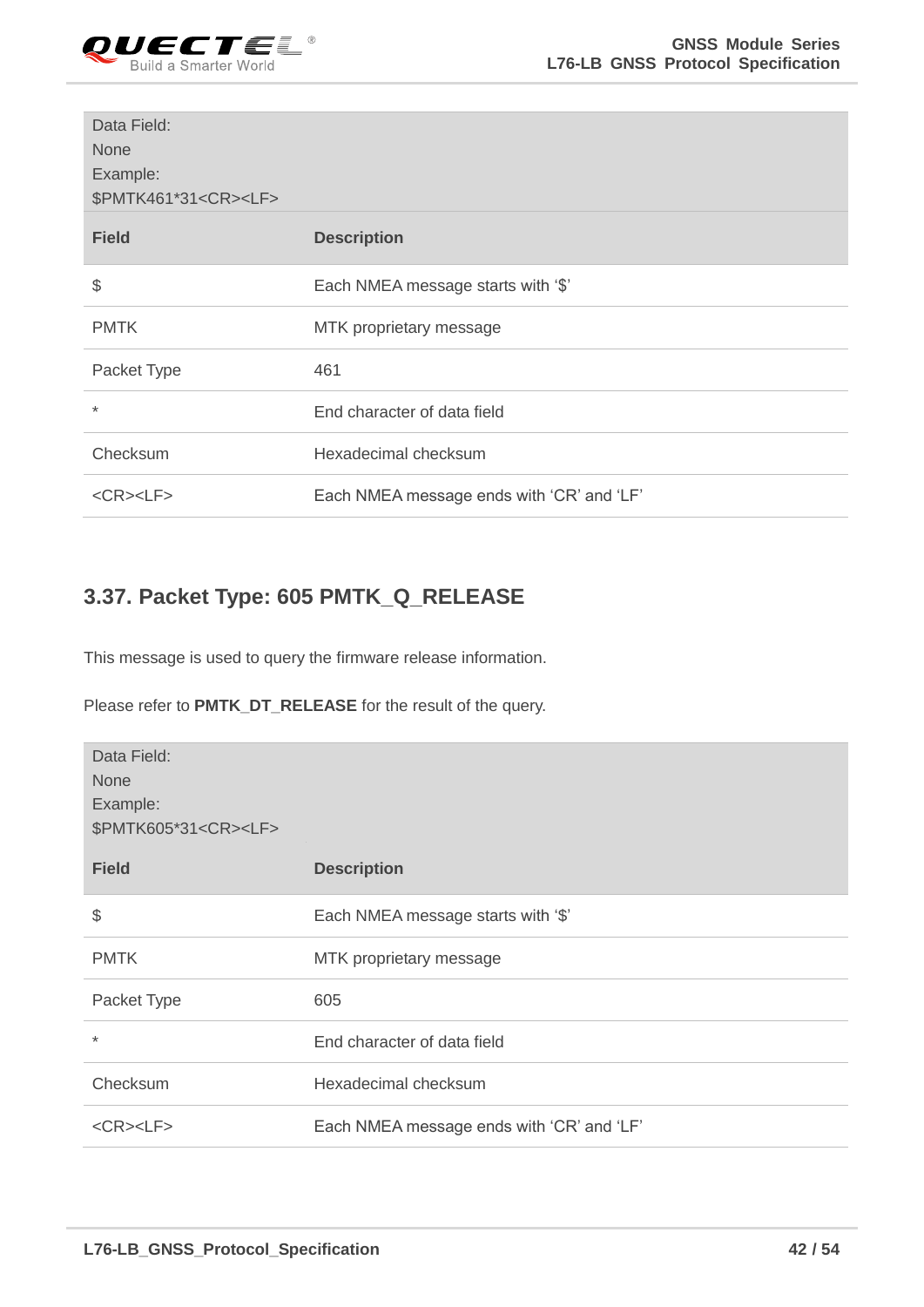| Data Field: None Example: $PMTK461*31<CR><LF> | |
|---|---|
| **Field** | **Description** |
| $ | Each NMEA message starts with '$' |
| PMTK | MTK proprietary message |
| Packet Type | 461 |
| * | End character of data field |
| Checksum | Hexadecimal checksum |
| <CR><LF> | Each NMEA message ends with 'CR' and 'LF' |

## 3.37. Packet Type: 605 PMTK_Q_RELEASE

This message is used to query the firmware release information.

Please refer to **PMTK_DT_RELEASE** for the result of the query.

| Data Field: None Example: $PMTK605*31<CR><LF> | |
|---|---|
| **Field** | **Description** |
| $ | Each NMEA message starts with '$' |
| PMTK | MTK proprietary message |
| Packet Type | 605 |
| * | End character of data field |
| Checksum | Hexadecimal checksum |
| <CR><LF> | Each NMEA message ends with 'CR' and 'LF' |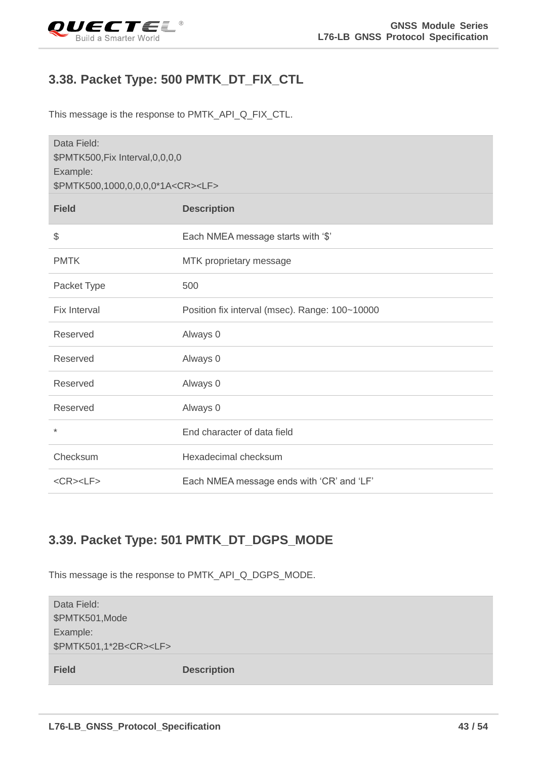## 3.38. Packet Type: 500 PMTK_DT_FIX_CTL

This message is the response to PMTK_API_Q_FIX_CTL.

| Data Field:<br>$PMTK500,Fix Interval,0,0,0,0<br>Example:<br>$PMTK500,1000,0,0,0,0*1A<CR><LF> | |
|---|---|
| **Field** | **Description** |
| $ | Each NMEA message starts with '$' |
| PMTK | MTK proprietary message |
| Packet Type | 500 |
| Fix Interval | Position fix interval (msec). Range: 100~10000 |
| Reserved | Always 0 |
| Reserved | Always 0 |
| Reserved | Always 0 |
| Reserved | Always 0 |
| * | End character of data field |
| Checksum | Hexadecimal checksum |
| <CR><LF> | Each NMEA message ends with 'CR' and 'LF' |

## 3.39. Packet Type: 501 PMTK_DT_DGPS_MODE

This message is the response to PMTK_API_Q_DGPS_MODE.

| Data Field:<br>$PMTK501,Mode<br>Example:<br>$PMTK501,1*2B<CR><LF> | |
|---|---|
| **Field** | **Description** |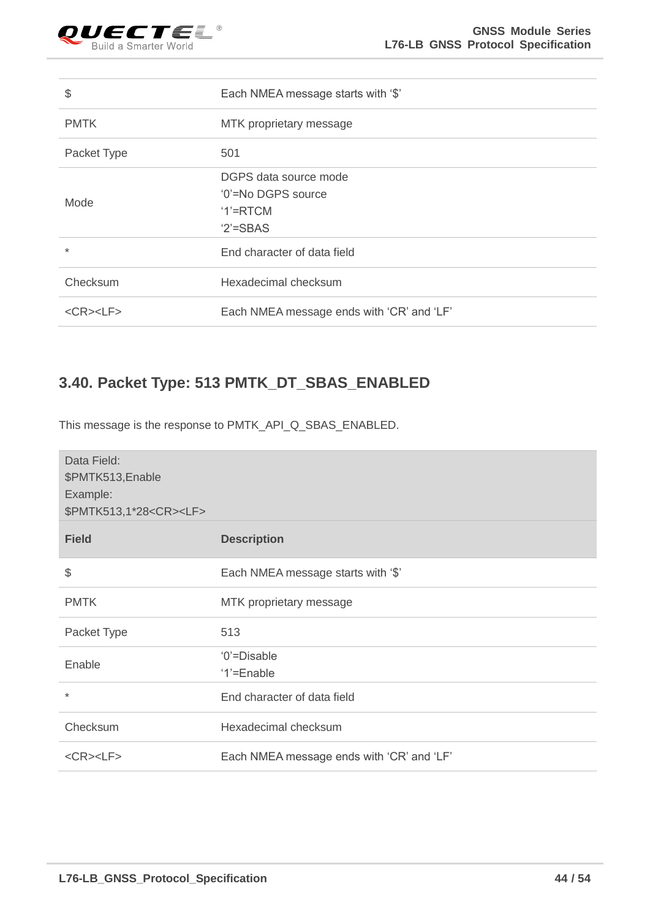| | |
|---|---|
| $ | Each NMEA message starts with '$' |
| PMTK | MTK proprietary message |
| Packet Type | 501 |
| Mode | DGPS data source mode<br>'0'=No DGPS source<br>'1'=RTCM<br>'2'=SBAS |
| * | End character of data field |
| Checksum | Hexadecimal checksum |
| <CR><LF> | Each NMEA message ends with 'CR' and 'LF' |

## 3.40. Packet Type: 513 PMTK_DT_SBAS_ENABLED

This message is the response to PMTK_API_Q_SBAS_ENABLED.

Data Field:
$PMTK513,Enable
Example:
$PMTK513,1*28<CR><LF>

| Field | Description |
|---|---|
| $ | Each NMEA message starts with '$' |
| PMTK | MTK proprietary message |
| Packet Type | 513 |
| Enable | '0'=Disable<br>'1'=Enable |
| * | End character of data field |
| Checksum | Hexadecimal checksum |
| <CR><LF> | Each NMEA message ends with 'CR' and 'LF' |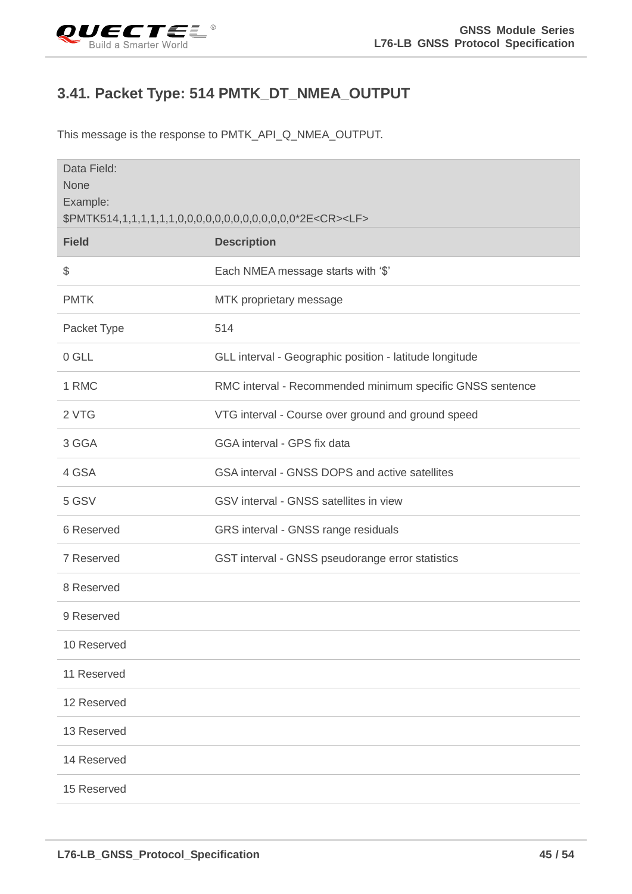## 3.41. Packet Type: 514 PMTK_DT_NMEA_OUTPUT

This message is the response to PMTK_API_Q_NMEA_OUTPUT.

| Data Field:<br>None<br>Example:<br>$PMTK514,1,1,1,1,1,1,0,0,0,0,0,0,0,0,0,0,0,0,0*2E<CR><LF> | |
|---|---|
| **Field** | **Description** |
| $ | Each NMEA message starts with '$' |
| PMTK | MTK proprietary message |
| Packet Type | 514 |
| 0 GLL | GLL interval - Geographic position - latitude longitude |
| 1 RMC | RMC interval - Recommended minimum specific GNSS sentence |
| 2 VTG | VTG interval - Course over ground and ground speed |
| 3 GGA | GGA interval - GPS fix data |
| 4 GSA | GSA interval - GNSS DOPS and active satellites |
| 5 GSV | GSV interval - GNSS satellites in view |
| 6 Reserved | GRS interval - GNSS range residuals |
| 7 Reserved | GST interval - GNSS pseudorange error statistics |
| 8 Reserved | |
| 9 Reserved | |
| 10 Reserved | |
| 11 Reserved | |
| 12 Reserved | |
| 13 Reserved | |
| 14 Reserved | |
| 15 Reserved | |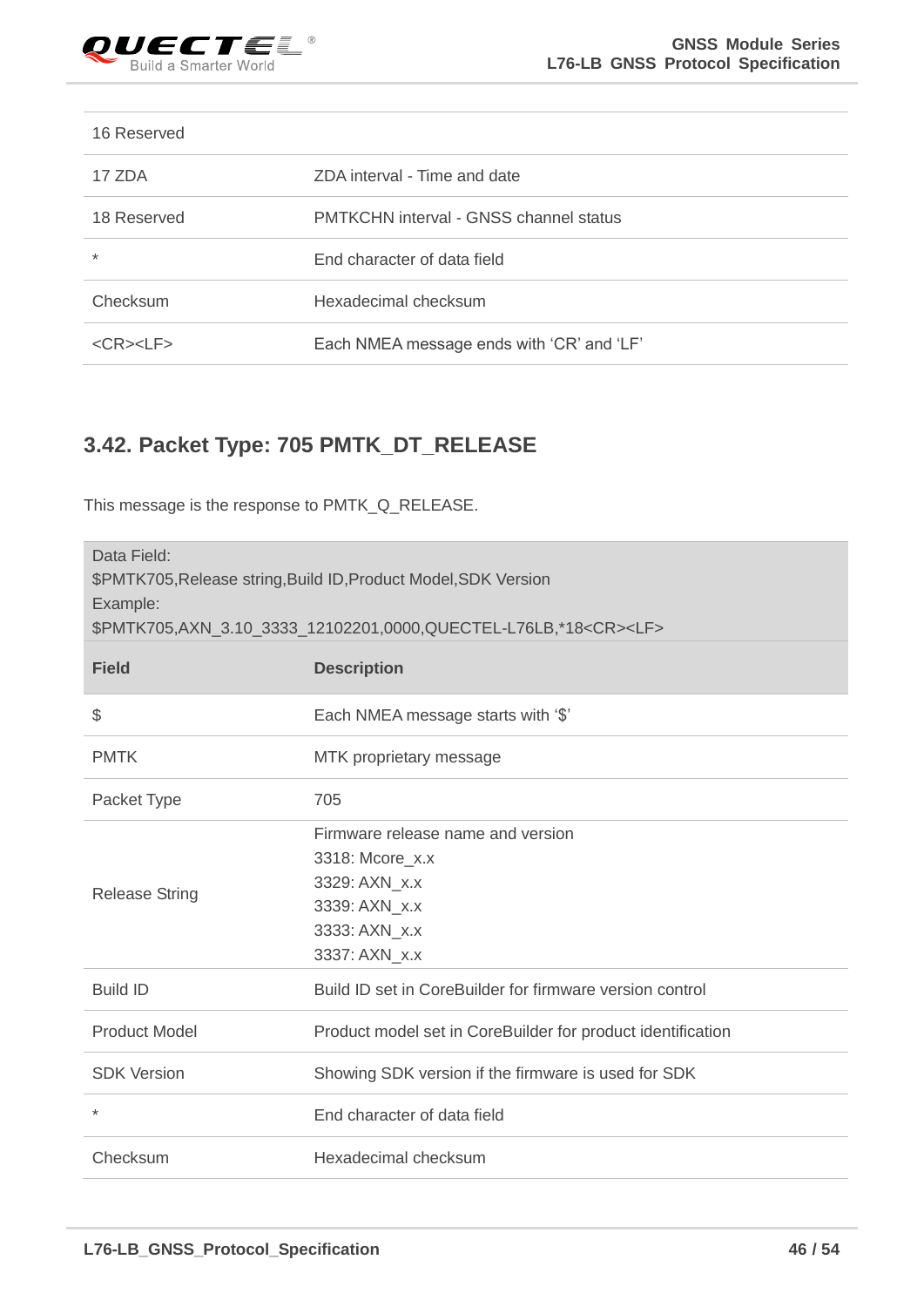| | |
|---|---|
| 16 Reserved | |
| 17 ZDA | ZDA interval - Time and date |
| 18 Reserved | PMTKCHN interval - GNSS channel status |
| * | End character of data field |
| Checksum | Hexadecimal checksum |
| <CR><LF> | Each NMEA message ends with ‘CR’ and ‘LF’ |

## 3.42. Packet Type: 705 PMTK_DT_RELEASE

This message is the response to PMTK_Q_RELEASE.

Data Field:
$PMTK705,Release string,Build ID,Product Model,SDK Version
Example:
$PMTK705,AXN_3.10_3333_12102201,0000,QUECTEL-L76LB,*18<CR><LF>

| Field | Description |
|---|---|
| $ | Each NMEA message starts with ‘$’ |
| PMTK | MTK proprietary message |
| Packet Type | 705 |
| Release String | Firmware release name and version<br>3318: Mcore_x.x<br>3329: AXN_x.x<br>3339: AXN_x.x<br>3333: AXN_x.x<br>3337: AXN_x.x |
| Build ID | Build ID set in CoreBuilder for firmware version control |
| Product Model | Product model set in CoreBuilder for product identification |
| SDK Version | Showing SDK version if the firmware is used for SDK |
| * | End character of data field |
| Checksum | Hexadecimal checksum |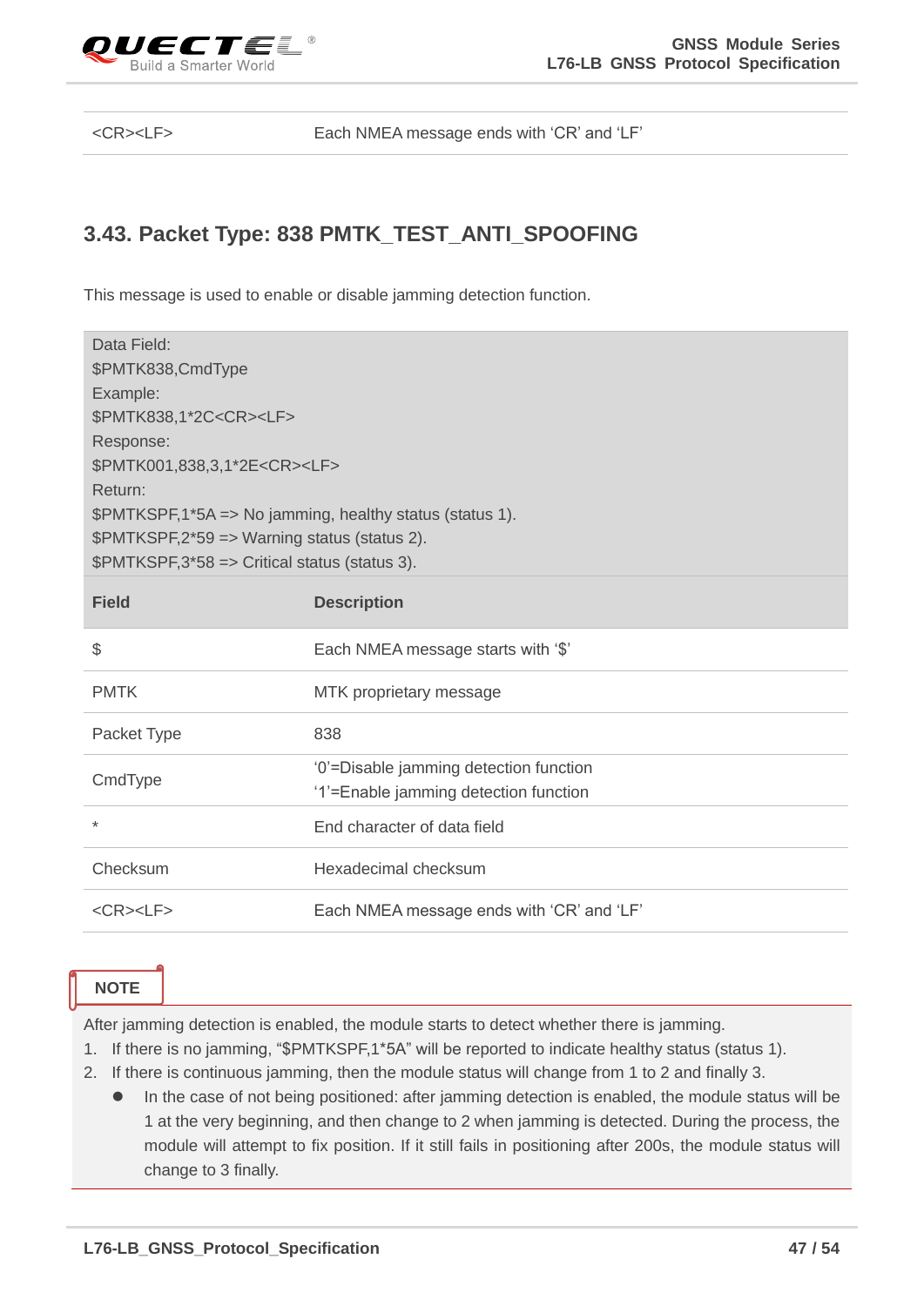| <CR><LF> | Each NMEA message ends with ‘CR’ and ‘LF’ |
|---|---|

## 3.43. Packet Type: 838 PMTK_TEST_ANTI_SPOOFING

This message is used to enable or disable jamming detection function.

| Data Field:<br>$PMTK838,CmdType<br>Example:<br>$PMTK838,1*2C<CR><LF><br>Response:<br>$PMTK001,838,3,1*2E<CR><LF><br>Return:<br>$PMTKSPF,1*5A => No jamming, healthy status (status 1).<br>$PMTKSPF,2*59 => Warning status (status 2).<br>$PMTKSPF,3*58 => Critical status (status 3). | |
|---|---|
| **Field** | **Description** |
| $ | Each NMEA message starts with ‘$’ |
| PMTK | MTK proprietary message |
| Packet Type | 838 |
| CmdType | ‘0’=Disable jamming detection function<br>‘1’=Enable jamming detection function |
| * | End character of data field |
| Checksum | Hexadecimal checksum |
| <CR><LF> | Each NMEA message ends with ‘CR’ and ‘LF’ |

**NOTE**

After jamming detection is enabled, the module starts to detect whether there is jamming.

1. If there is no jamming, “$PMTKSPF,1*5A” will be reported to indicate healthy status (status 1).
2. If there is continuous jamming, then the module status will change from 1 to 2 and finally 3.
   - In the case of not being positioned: after jamming detection is enabled, the module status will be 1 at the very beginning, and then change to 2 when jamming is detected. During the process, the module will attempt to fix position. If it still fails in positioning after 200s, the module status will change to 3 finally.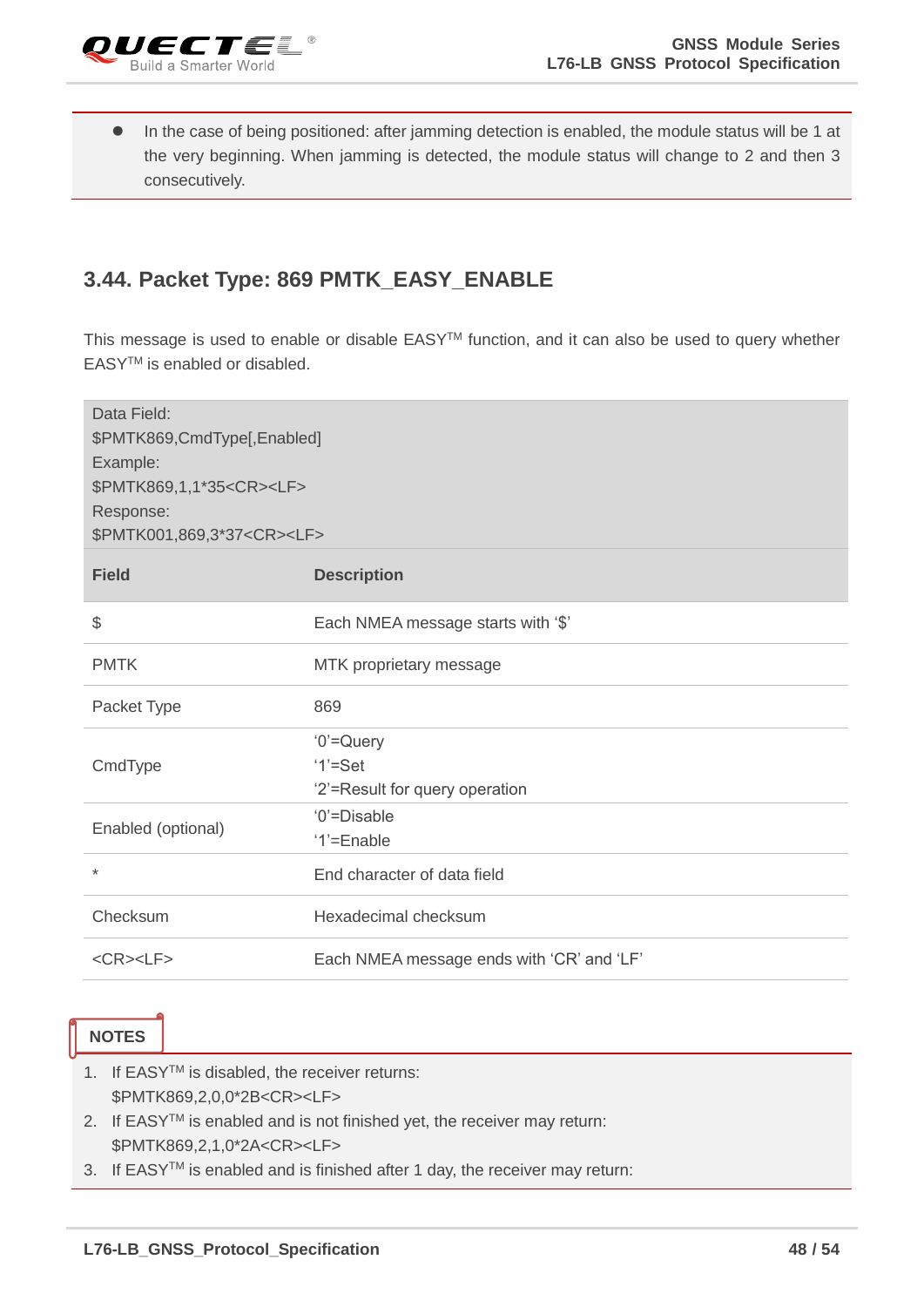- In the case of being positioned: after jamming detection is enabled, the module status will be 1 at the very beginning. When jamming is detected, the module status will change to 2 and then 3 consecutively.

## 3.44. Packet Type: 869 PMTK_EASY_ENABLE

This message is used to enable or disable EASY™ function, and it can also be used to query whether EASY™ is enabled or disabled.

| Data Field:<br>$PMTK869,CmdType[,Enabled]<br>Example:<br>$PMTK869,1,1*35<CR><LF><br>Response:<br>$PMTK001,869,3*37<CR><LF> | |
|---|---|
| **Field** | **Description** |
| $ | Each NMEA message starts with '$' |
| PMTK | MTK proprietary message |
| Packet Type | 869 |
| CmdType | '0'=Query<br>'1'=Set<br>'2'=Result for query operation |
| Enabled (optional) | '0'=Disable<br>'1'=Enable |
| * | End character of data field |
| Checksum | Hexadecimal checksum |
| <CR><LF> | Each NMEA message ends with 'CR' and 'LF' |

**NOTES**

1. If EASY™ is disabled, the receiver returns:
   $PMTK869,2,0,0*2B<CR><LF>
2. If EASY™ is enabled and is not finished yet, the receiver may return:
   $PMTK869,2,1,0*2A<CR><LF>
3. If EASY™ is enabled and is finished after 1 day, the receiver may return: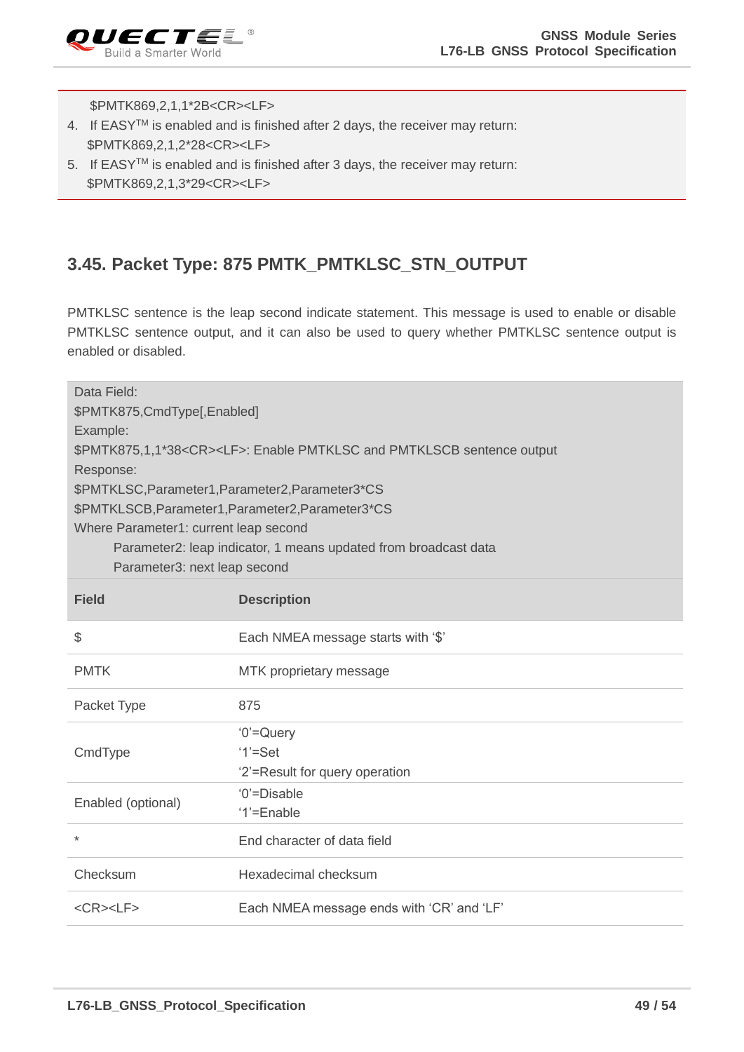$PMTK869,2,1,1*2B<CR><LF>

4. If EASY™ is enabled and is finished after 2 days, the receiver may return:
   $PMTK869,2,1,2*28<CR><LF>
5. If EASY™ is enabled and is finished after 3 days, the receiver may return:
   $PMTK869,2,1,3*29<CR><LF>

## 3.45. Packet Type: 875 PMTK_PMTKLSC_STN_OUTPUT

PMTKLSC sentence is the leap second indicate statement. This message is used to enable or disable PMTKLSC sentence output, and it can also be used to query whether PMTKLSC sentence output is enabled or disabled.

Data Field:
$PMTK875,CmdType[,Enabled]
Example:
$PMTK875,1,1*38<CR><LF>: Enable PMTKLSC and PMTKLSCB sentence output
Response:
$PMTKLSC,Parameter1,Parameter2,Parameter3*CS
$PMTKLSCB,Parameter1,Parameter2,Parameter3*CS
Where Parameter1: current leap second
Parameter2: leap indicator, 1 means updated from broadcast data
Parameter3: next leap second

| Field | Description |
|---|---|
| $ | Each NMEA message starts with '$' |
| PMTK | MTK proprietary message |
| Packet Type | 875 |
| CmdType | '0'=Query<br>'1'=Set<br>'2'=Result for query operation |
| Enabled (optional) | '0'=Disable<br>'1'=Enable |
| * | End character of data field |
| Checksum | Hexadecimal checksum |
| <CR><LF> | Each NMEA message ends with 'CR' and 'LF' |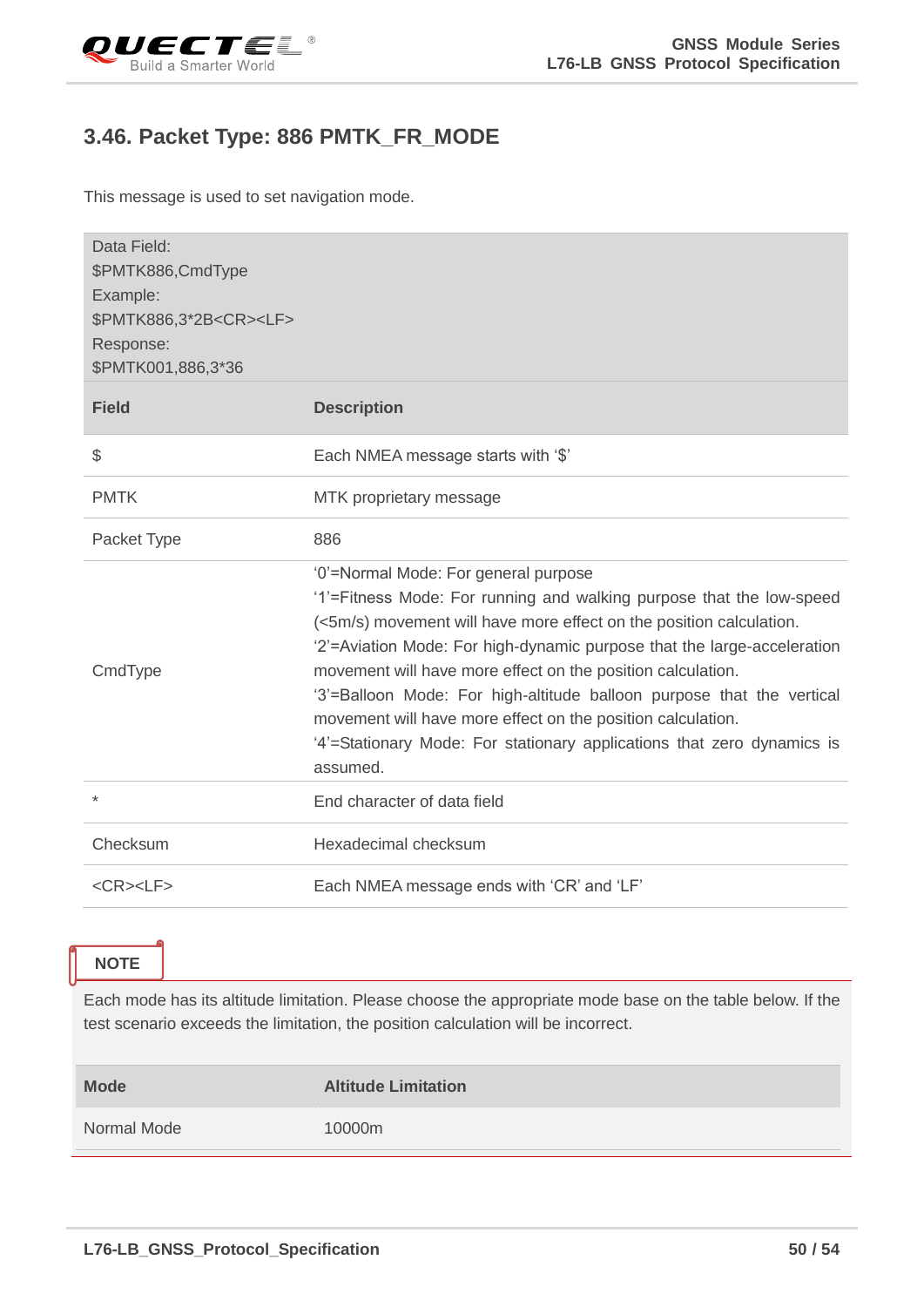## 3.46. Packet Type: 886 PMTK_FR_MODE

This message is used to set navigation mode.

| Data Field:<br>$PMTK886,CmdType<br>Example:<br>$PMTK886,3*2B<CR><LF><br>Response:<br>$PMTK001,886,3*36 | |
|---|---|
| **Field** | **Description** |
| $ | Each NMEA message starts with '$' |
| PMTK | MTK proprietary message |
| Packet Type | 886 |
| CmdType | '0'=Normal Mode: For general purpose<br>'1'=Fitness Mode: For running and walking purpose that the low-speed (<5m/s) movement will have more effect on the position calculation.<br>'2'=Aviation Mode: For high-dynamic purpose that the large-acceleration movement will have more effect on the position calculation.<br>'3'=Balloon Mode: For high-altitude balloon purpose that the vertical movement will have more effect on the position calculation.<br>'4'=Stationary Mode: For stationary applications that zero dynamics is assumed. |
| * | End character of data field |
| Checksum | Hexadecimal checksum |
| <CR><LF> | Each NMEA message ends with 'CR' and 'LF' |

**NOTE**

Each mode has its altitude limitation. Please choose the appropriate mode base on the table below. If the test scenario exceeds the limitation, the position calculation will be incorrect.

| Mode | Altitude Limitation |
|---|---|
| Normal Mode | 10000m |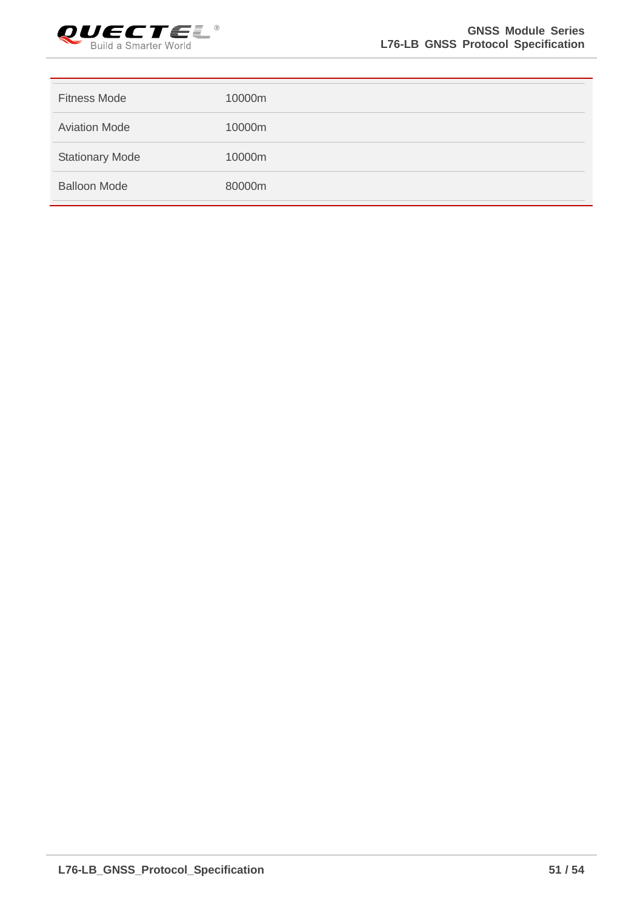| | |
|---|---|
| Fitness Mode | 10000m |
| Aviation Mode | 10000m |
| Stationary Mode | 10000m |
| Balloon Mode | 80000m |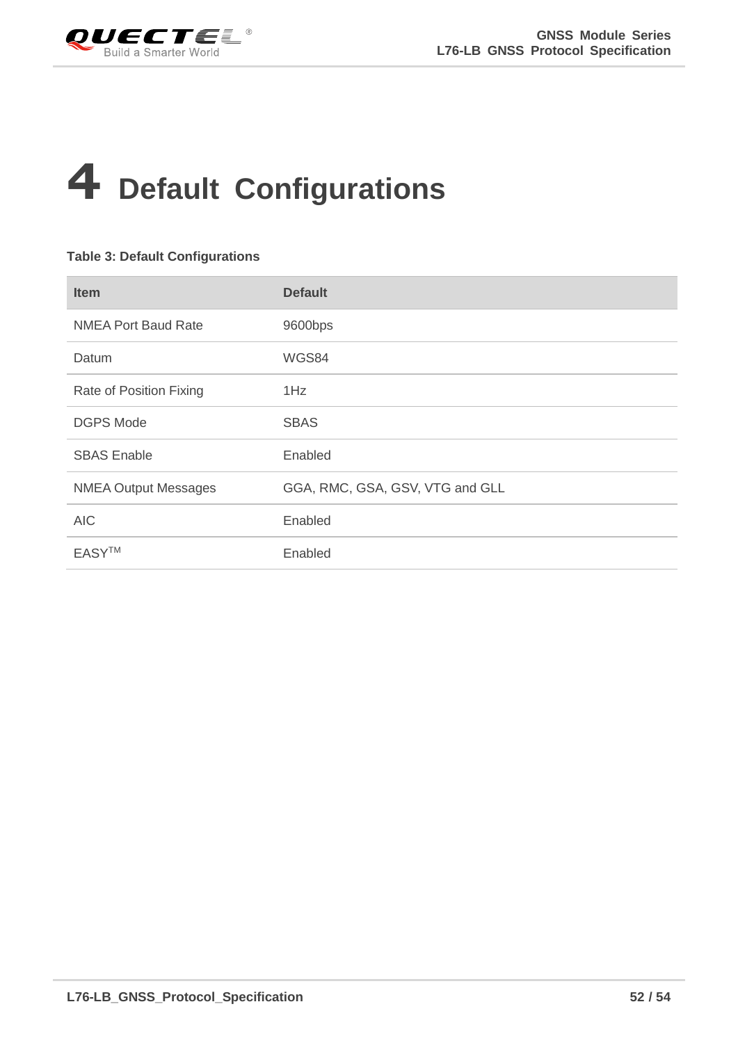# 4 Default Configurations

**Table 3: Default Configurations**

| Item | Default |
|---|---|
| NMEA Port Baud Rate | 9600bps |
| Datum | WGS84 |
| Rate of Position Fixing | 1Hz |
| DGPS Mode | SBAS |
| SBAS Enable | Enabled |
| NMEA Output Messages | GGA, RMC, GSA, GSV, VTG and GLL |
| AIC | Enabled |
| EASY™ | Enabled |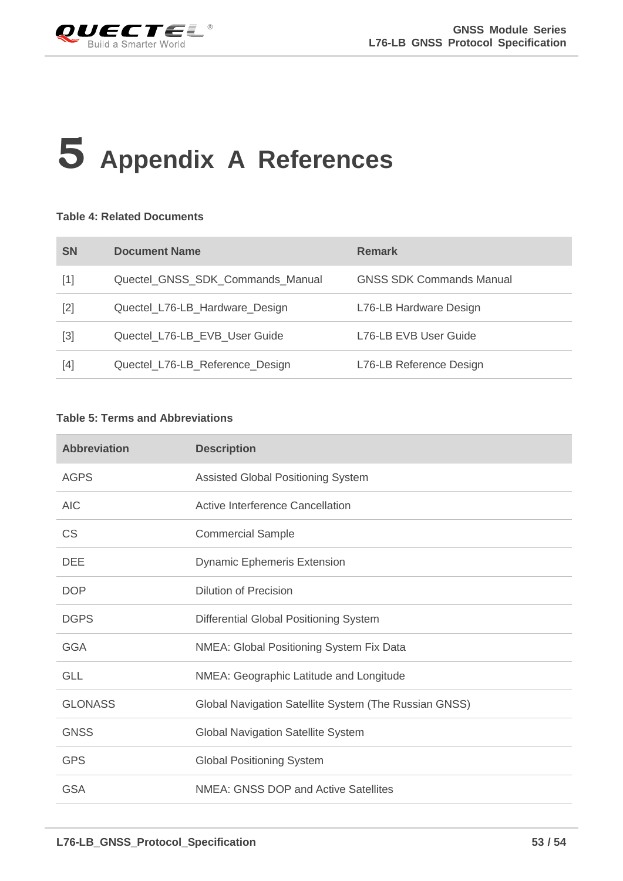# 5 Appendix A References

**Table 4: Related Documents**

| SN | Document Name | Remark |
|---|---|---|
| [1] | Quectel_GNSS_SDK_Commands_Manual | GNSS SDK Commands Manual |
| [2] | Quectel_L76-LB_Hardware_Design | L76-LB Hardware Design |
| [3] | Quectel_L76-LB_EVB_User Guide | L76-LB EVB User Guide |
| [4] | Quectel_L76-LB_Reference_Design | L76-LB Reference Design |

**Table 5: Terms and Abbreviations**

| Abbreviation | Description |
|---|---|
| AGPS | Assisted Global Positioning System |
| AIC | Active Interference Cancellation |
| CS | Commercial Sample |
| DEE | Dynamic Ephemeris Extension |
| DOP | Dilution of Precision |
| DGPS | Differential Global Positioning System |
| GGA | NMEA: Global Positioning System Fix Data |
| GLL | NMEA: Geographic Latitude and Longitude |
| GLONASS | Global Navigation Satellite System (The Russian GNSS) |
| GNSS | Global Navigation Satellite System |
| GPS | Global Positioning System |
| GSA | NMEA: GNSS DOP and Active Satellites |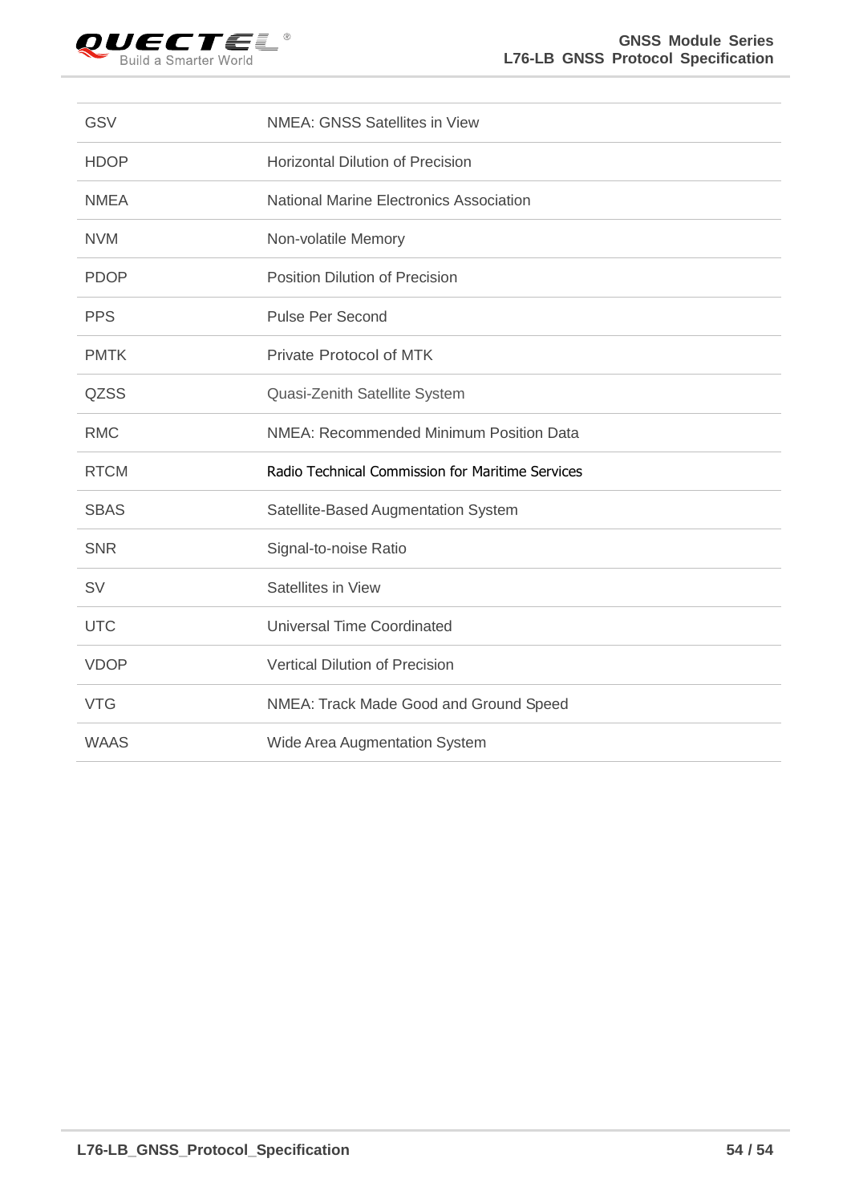| | |
|---|---|
| GSV | NMEA: GNSS Satellites in View |
| HDOP | Horizontal Dilution of Precision |
| NMEA | National Marine Electronics Association |
| NVM | Non-volatile Memory |
| PDOP | Position Dilution of Precision |
| PPS | Pulse Per Second |
| PMTK | Private Protocol of MTK |
| QZSS | Quasi-Zenith Satellite System |
| RMC | NMEA: Recommended Minimum Position Data |
| RTCM | Radio Technical Commission for Maritime Services |
| SBAS | Satellite-Based Augmentation System |
| SNR | Signal-to-noise Ratio |
| SV | Satellites in View |
| UTC | Universal Time Coordinated |
| VDOP | Vertical Dilution of Precision |
| VTG | NMEA: Track Made Good and Ground Speed |
| WAAS | Wide Area Augmentation System |